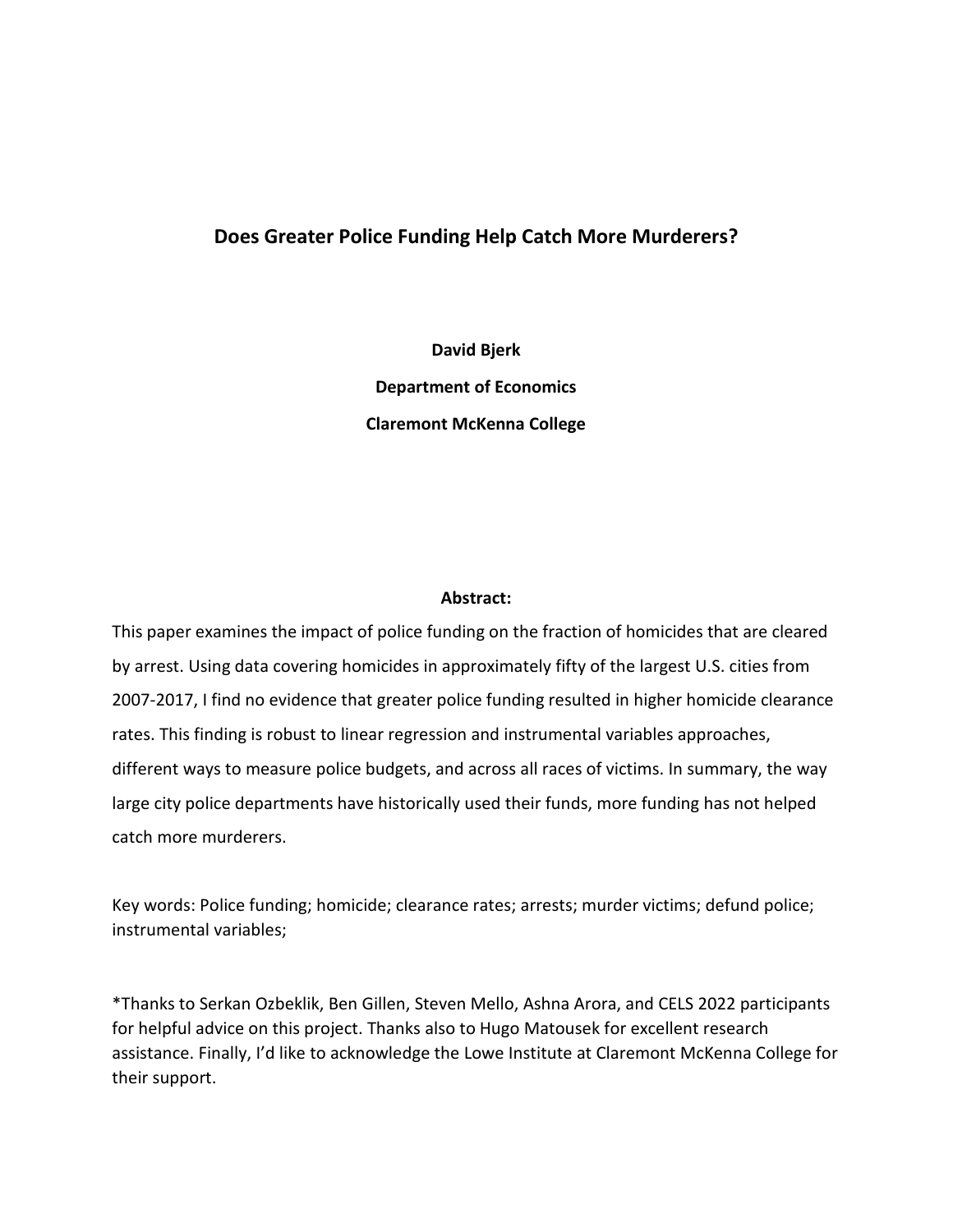# Does Greater Police Funding Help Catch More Murderers?

**David Bjerk**

**Department of Economics**

**Claremont McKenna College**

**Abstract:**

This paper examines the impact of police funding on the fraction of homicides that are cleared by arrest. Using data covering homicides in approximately fifty of the largest U.S. cities from 2007-2017, I find no evidence that greater police funding resulted in higher homicide clearance rates. This finding is robust to linear regression and instrumental variables approaches, different ways to measure police budgets, and across all races of victims. In summary, the way large city police departments have historically used their funds, more funding has not helped catch more murderers.

Key words: Police funding; homicide; clearance rates; arrests; murder victims; defund police; instrumental variables;

*Thanks to Serkan Ozbeklik, Ben Gillen, Steven Mello, Ashna Arora, and CELS 2022 participants for helpful advice on this project. Thanks also to Hugo Matousek for excellent research assistance. Finally, I'd like to acknowledge the Lowe Institute at Claremont McKenna College for their support.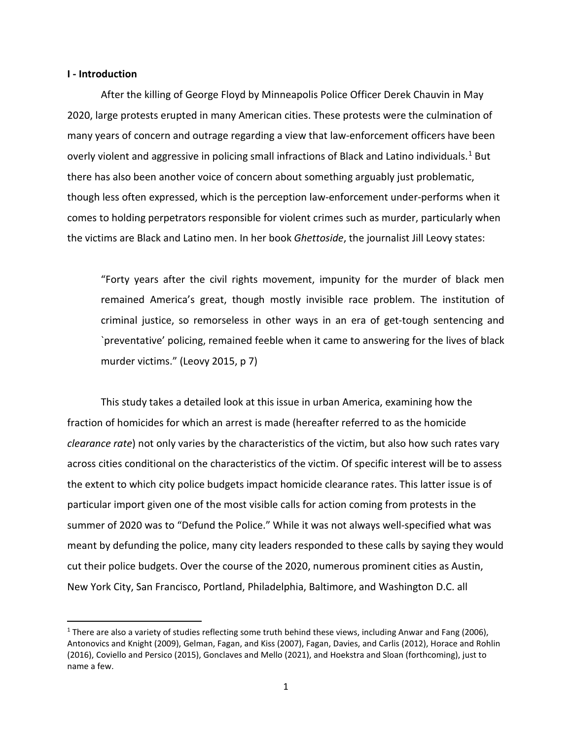**I - Introduction**

After the killing of George Floyd by Minneapolis Police Officer Derek Chauvin in May 2020, large protests erupted in many American cities. These protests were the culmination of many years of concern and outrage regarding a view that law-enforcement officers have been overly violent and aggressive in policing small infractions of Black and Latino individuals.[1] But there has also been another voice of concern about something arguably just problematic, though less often expressed, which is the perception law-enforcement under-performs when it comes to holding perpetrators responsible for violent crimes such as murder, particularly when the victims are Black and Latino men. In her book *Ghettoside*, the journalist Jill Leovy states:

> "Forty years after the civil rights movement, impunity for the murder of black men remained America's great, though mostly invisible race problem. The institution of criminal justice, so remorseless in other ways in an era of get-tough sentencing and `preventative' policing, remained feeble when it came to answering for the lives of black murder victims." (Leovy 2015, p 7)

This study takes a detailed look at this issue in urban America, examining how the fraction of homicides for which an arrest is made (hereafter referred to as the homicide *clearance rate*) not only varies by the characteristics of the victim, but also how such rates vary across cities conditional on the characteristics of the victim. Of specific interest will be to assess the extent to which city police budgets impact homicide clearance rates. This latter issue is of particular import given one of the most visible calls for action coming from protests in the summer of 2020 was to "Defund the Police." While it was not always well-specified what was meant by defunding the police, many city leaders responded to these calls by saying they would cut their police budgets. Over the course of the 2020, numerous prominent cities as Austin, New York City, San Francisco, Portland, Philadelphia, Baltimore, and Washington D.C. all

[1] There are also a variety of studies reflecting some truth behind these views, including Anwar and Fang (2006), Antonovics and Knight (2009), Gelman, Fagan, and Kiss (2007), Fagan, Davies, and Carlis (2012), Horace and Rohlin (2016), Coviello and Persico (2015), Gonclaves and Mello (2021), and Hoekstra and Sloan (forthcoming), just to name a few.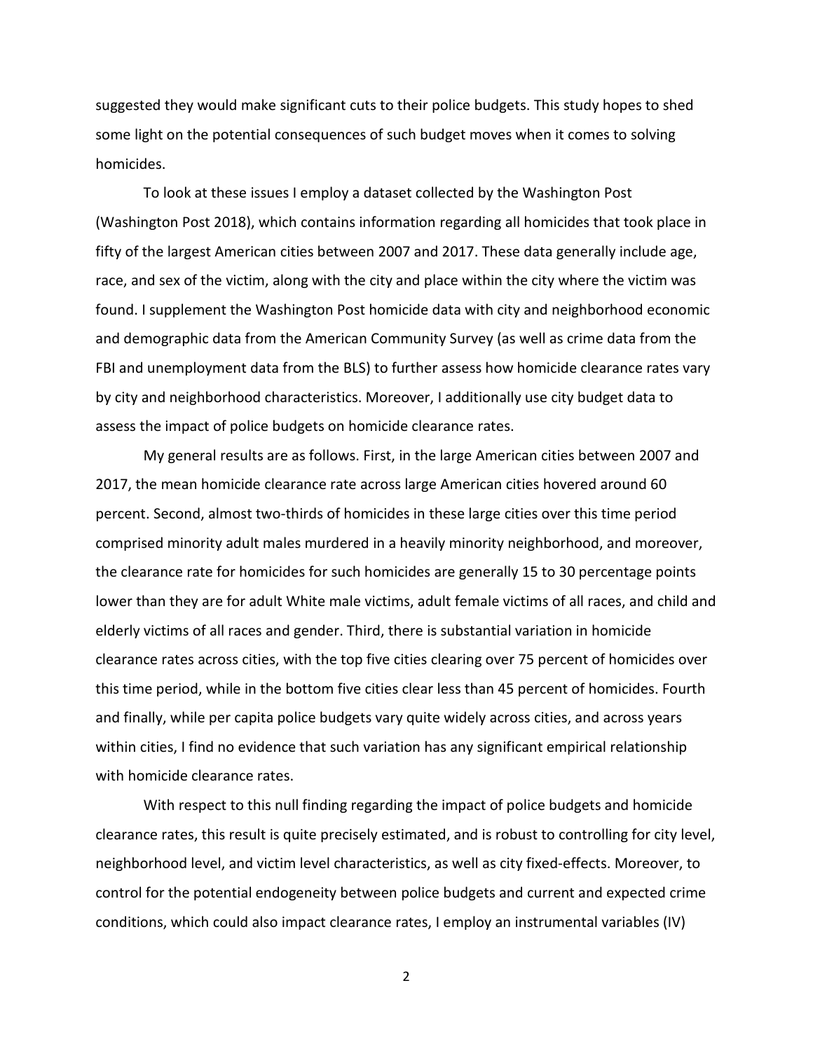suggested they would make significant cuts to their police budgets. This study hopes to shed some light on the potential consequences of such budget moves when it comes to solving homicides.

To look at these issues I employ a dataset collected by the Washington Post (Washington Post 2018), which contains information regarding all homicides that took place in fifty of the largest American cities between 2007 and 2017. These data generally include age, race, and sex of the victim, along with the city and place within the city where the victim was found. I supplement the Washington Post homicide data with city and neighborhood economic and demographic data from the American Community Survey (as well as crime data from the FBI and unemployment data from the BLS) to further assess how homicide clearance rates vary by city and neighborhood characteristics. Moreover, I additionally use city budget data to assess the impact of police budgets on homicide clearance rates.

My general results are as follows. First, in the large American cities between 2007 and 2017, the mean homicide clearance rate across large American cities hovered around 60 percent. Second, almost two-thirds of homicides in these large cities over this time period comprised minority adult males murdered in a heavily minority neighborhood, and moreover, the clearance rate for homicides for such homicides are generally 15 to 30 percentage points lower than they are for adult White male victims, adult female victims of all races, and child and elderly victims of all races and gender. Third, there is substantial variation in homicide clearance rates across cities, with the top five cities clearing over 75 percent of homicides over this time period, while in the bottom five cities clear less than 45 percent of homicides. Fourth and finally, while per capita police budgets vary quite widely across cities, and across years within cities, I find no evidence that such variation has any significant empirical relationship with homicide clearance rates.

With respect to this null finding regarding the impact of police budgets and homicide clearance rates, this result is quite precisely estimated, and is robust to controlling for city level, neighborhood level, and victim level characteristics, as well as city fixed-effects. Moreover, to control for the potential endogeneity between police budgets and current and expected crime conditions, which could also impact clearance rates, I employ an instrumental variables (IV)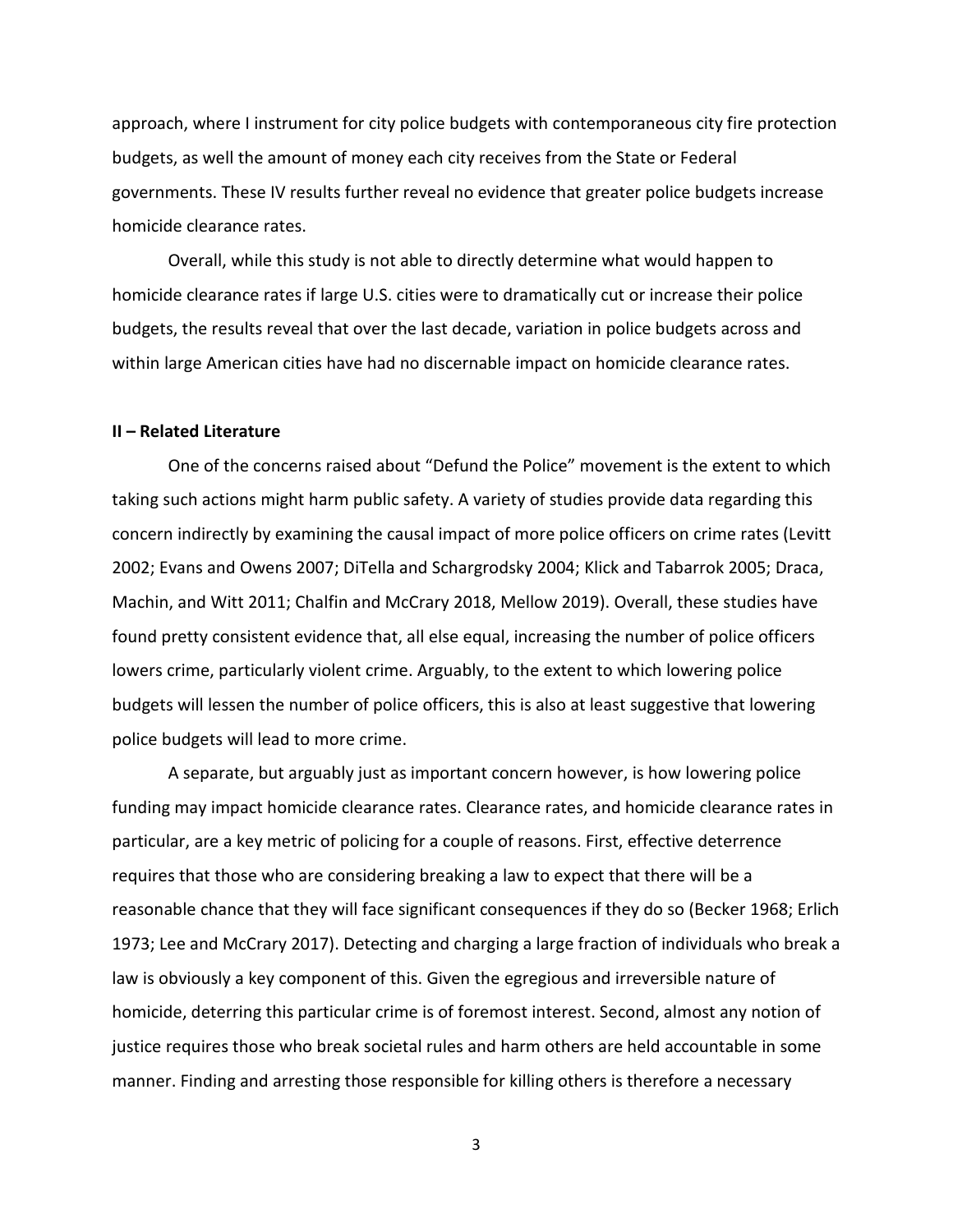approach, where I instrument for city police budgets with contemporaneous city fire protection budgets, as well the amount of money each city receives from the State or Federal governments. These IV results further reveal no evidence that greater police budgets increase homicide clearance rates.

Overall, while this study is not able to directly determine what would happen to homicide clearance rates if large U.S. cities were to dramatically cut or increase their police budgets, the results reveal that over the last decade, variation in police budgets across and within large American cities have had no discernable impact on homicide clearance rates.

## II – Related Literature

One of the concerns raised about "Defund the Police" movement is the extent to which taking such actions might harm public safety. A variety of studies provide data regarding this concern indirectly by examining the causal impact of more police officers on crime rates (Levitt 2002; Evans and Owens 2007; DiTella and Schargrodsky 2004; Klick and Tabarrok 2005; Draca, Machin, and Witt 2011; Chalfin and McCrary 2018, Mellow 2019). Overall, these studies have found pretty consistent evidence that, all else equal, increasing the number of police officers lowers crime, particularly violent crime. Arguably, to the extent to which lowering police budgets will lessen the number of police officers, this is also at least suggestive that lowering police budgets will lead to more crime.

A separate, but arguably just as important concern however, is how lowering police funding may impact homicide clearance rates. Clearance rates, and homicide clearance rates in particular, are a key metric of policing for a couple of reasons. First, effective deterrence requires that those who are considering breaking a law to expect that there will be a reasonable chance that they will face significant consequences if they do so (Becker 1968; Erlich 1973; Lee and McCrary 2017). Detecting and charging a large fraction of individuals who break a law is obviously a key component of this. Given the egregious and irreversible nature of homicide, deterring this particular crime is of foremost interest. Second, almost any notion of justice requires those who break societal rules and harm others are held accountable in some manner. Finding and arresting those responsible for killing others is therefore a necessary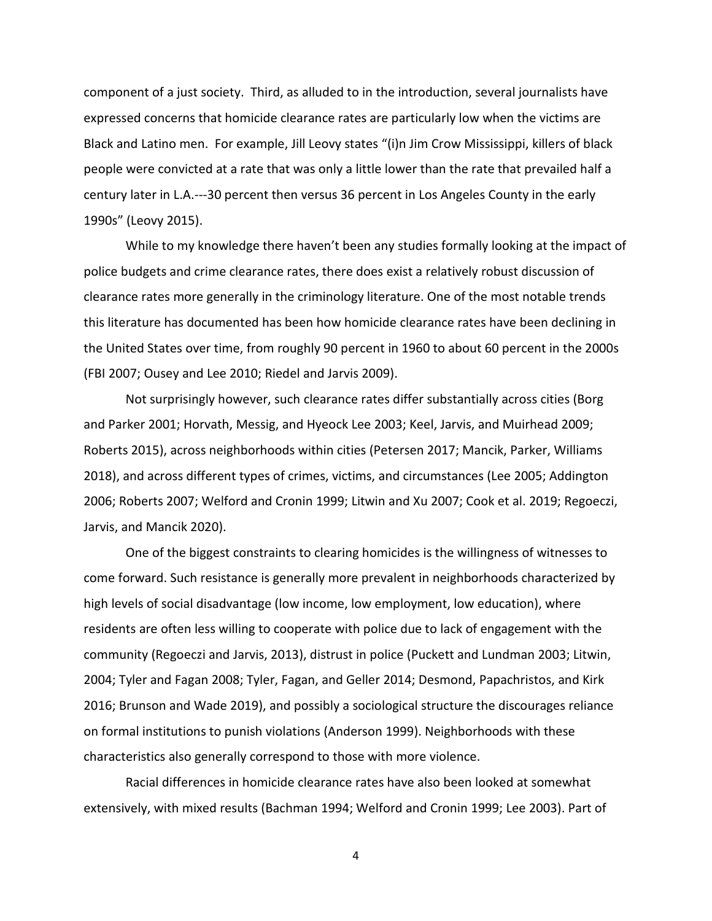component of a just society. Third, as alluded to in the introduction, several journalists have expressed concerns that homicide clearance rates are particularly low when the victims are Black and Latino men. For example, Jill Leovy states "(i)n Jim Crow Mississippi, killers of black people were convicted at a rate that was only a little lower than the rate that prevailed half a century later in L.A.---30 percent then versus 36 percent in Los Angeles County in the early 1990s" (Leovy 2015).

While to my knowledge there haven't been any studies formally looking at the impact of police budgets and crime clearance rates, there does exist a relatively robust discussion of clearance rates more generally in the criminology literature. One of the most notable trends this literature has documented has been how homicide clearance rates have been declining in the United States over time, from roughly 90 percent in 1960 to about 60 percent in the 2000s (FBI 2007; Ousey and Lee 2010; Riedel and Jarvis 2009).

Not surprisingly however, such clearance rates differ substantially across cities (Borg and Parker 2001; Horvath, Messig, and Hyeock Lee 2003; Keel, Jarvis, and Muirhead 2009; Roberts 2015), across neighborhoods within cities (Petersen 2017; Mancik, Parker, Williams 2018), and across different types of crimes, victims, and circumstances (Lee 2005; Addington 2006; Roberts 2007; Welford and Cronin 1999; Litwin and Xu 2007; Cook et al. 2019; Regoeczi, Jarvis, and Mancik 2020).

One of the biggest constraints to clearing homicides is the willingness of witnesses to come forward. Such resistance is generally more prevalent in neighborhoods characterized by high levels of social disadvantage (low income, low employment, low education), where residents are often less willing to cooperate with police due to lack of engagement with the community (Regoeczi and Jarvis, 2013), distrust in police (Puckett and Lundman 2003; Litwin, 2004; Tyler and Fagan 2008; Tyler, Fagan, and Geller 2014; Desmond, Papachristos, and Kirk 2016; Brunson and Wade 2019), and possibly a sociological structure the discourages reliance on formal institutions to punish violations (Anderson 1999). Neighborhoods with these characteristics also generally correspond to those with more violence.

Racial differences in homicide clearance rates have also been looked at somewhat extensively, with mixed results (Bachman 1994; Welford and Cronin 1999; Lee 2003). Part of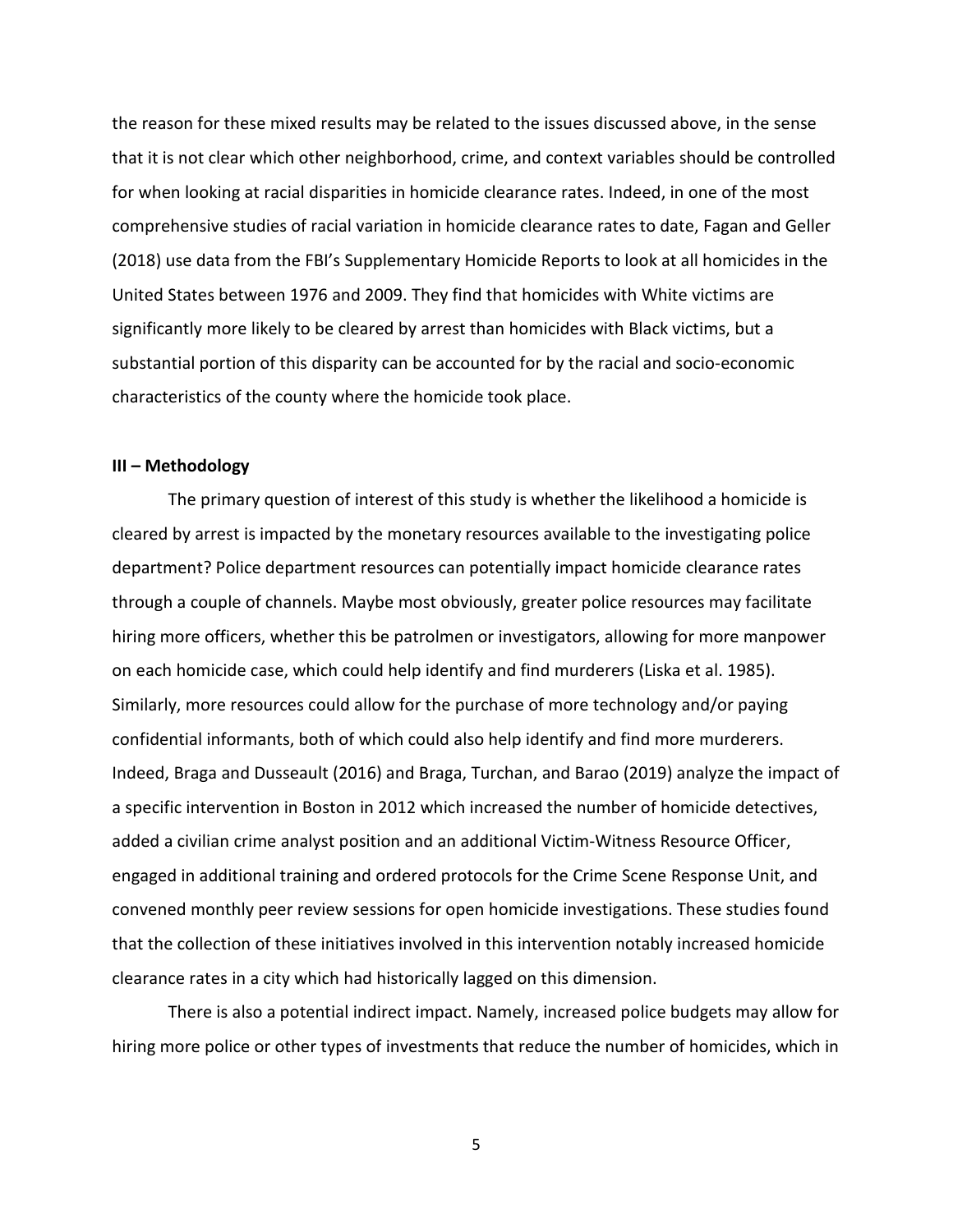the reason for these mixed results may be related to the issues discussed above, in the sense that it is not clear which other neighborhood, crime, and context variables should be controlled for when looking at racial disparities in homicide clearance rates. Indeed, in one of the most comprehensive studies of racial variation in homicide clearance rates to date, Fagan and Geller (2018) use data from the FBI's Supplementary Homicide Reports to look at all homicides in the United States between 1976 and 2009. They find that homicides with White victims are significantly more likely to be cleared by arrest than homicides with Black victims, but a substantial portion of this disparity can be accounted for by the racial and socio-economic characteristics of the county where the homicide took place.

## III – Methodology

The primary question of interest of this study is whether the likelihood a homicide is cleared by arrest is impacted by the monetary resources available to the investigating police department? Police department resources can potentially impact homicide clearance rates through a couple of channels. Maybe most obviously, greater police resources may facilitate hiring more officers, whether this be patrolmen or investigators, allowing for more manpower on each homicide case, which could help identify and find murderers (Liska et al. 1985). Similarly, more resources could allow for the purchase of more technology and/or paying confidential informants, both of which could also help identify and find more murderers. Indeed, Braga and Dusseault (2016) and Braga, Turchan, and Barao (2019) analyze the impact of a specific intervention in Boston in 2012 which increased the number of homicide detectives, added a civilian crime analyst position and an additional Victim-Witness Resource Officer, engaged in additional training and ordered protocols for the Crime Scene Response Unit, and convened monthly peer review sessions for open homicide investigations. These studies found that the collection of these initiatives involved in this intervention notably increased homicide clearance rates in a city which had historically lagged on this dimension.

There is also a potential indirect impact. Namely, increased police budgets may allow for hiring more police or other types of investments that reduce the number of homicides, which in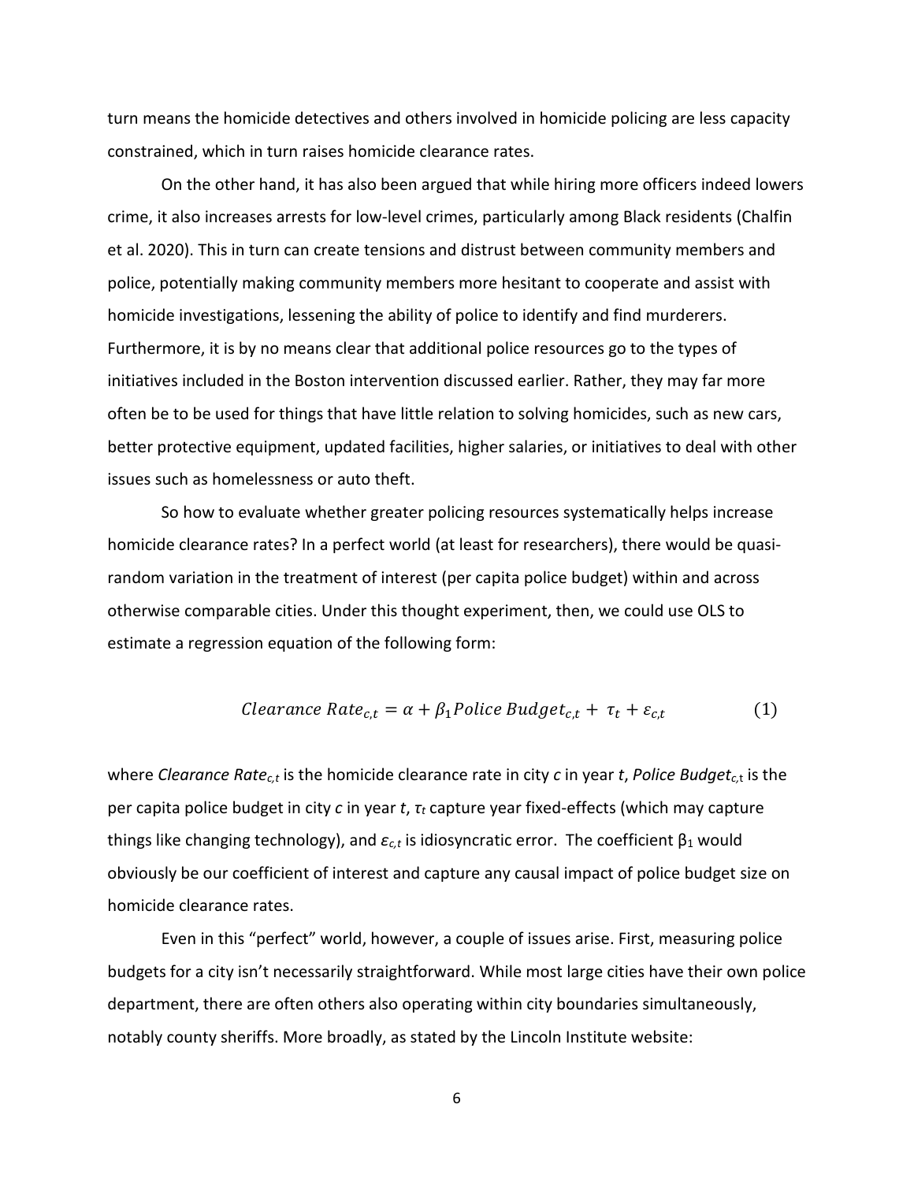turn means the homicide detectives and others involved in homicide policing are less capacity constrained, which in turn raises homicide clearance rates.

On the other hand, it has also been argued that while hiring more officers indeed lowers crime, it also increases arrests for low-level crimes, particularly among Black residents (Chalfin et al. 2020). This in turn can create tensions and distrust between community members and police, potentially making community members more hesitant to cooperate and assist with homicide investigations, lessening the ability of police to identify and find murderers. Furthermore, it is by no means clear that additional police resources go to the types of initiatives included in the Boston intervention discussed earlier. Rather, they may far more often be to be used for things that have little relation to solving homicides, such as new cars, better protective equipment, updated facilities, higher salaries, or initiatives to deal with other issues such as homelessness or auto theft.

So how to evaluate whether greater policing resources systematically helps increase homicide clearance rates? In a perfect world (at least for researchers), there would be quasi-random variation in the treatment of interest (per capita police budget) within and across otherwise comparable cities. Under this thought experiment, then, we could use OLS to estimate a regression equation of the following form:

$$Clearance\ Rate_{c,t} = \alpha + \beta_1 Police\ Budget_{c,t} + \tau_t + \varepsilon_{c,t} \qquad (1)$$

where $Clearance\ Rate_{c,t}$ is the homicide clearance rate in city *c* in year *t*, $Police\ Budget_{c,t}$ is the per capita police budget in city *c* in year *t*, $\tau_t$ capture year fixed-effects (which may capture things like changing technology), and $\varepsilon_{c,t}$ is idiosyncratic error. The coefficient $\beta_1$ would obviously be our coefficient of interest and capture any causal impact of police budget size on homicide clearance rates.

Even in this "perfect" world, however, a couple of issues arise. First, measuring police budgets for a city isn't necessarily straightforward. While most large cities have their own police department, there are often others also operating within city boundaries simultaneously, notably county sheriffs. More broadly, as stated by the Lincoln Institute website: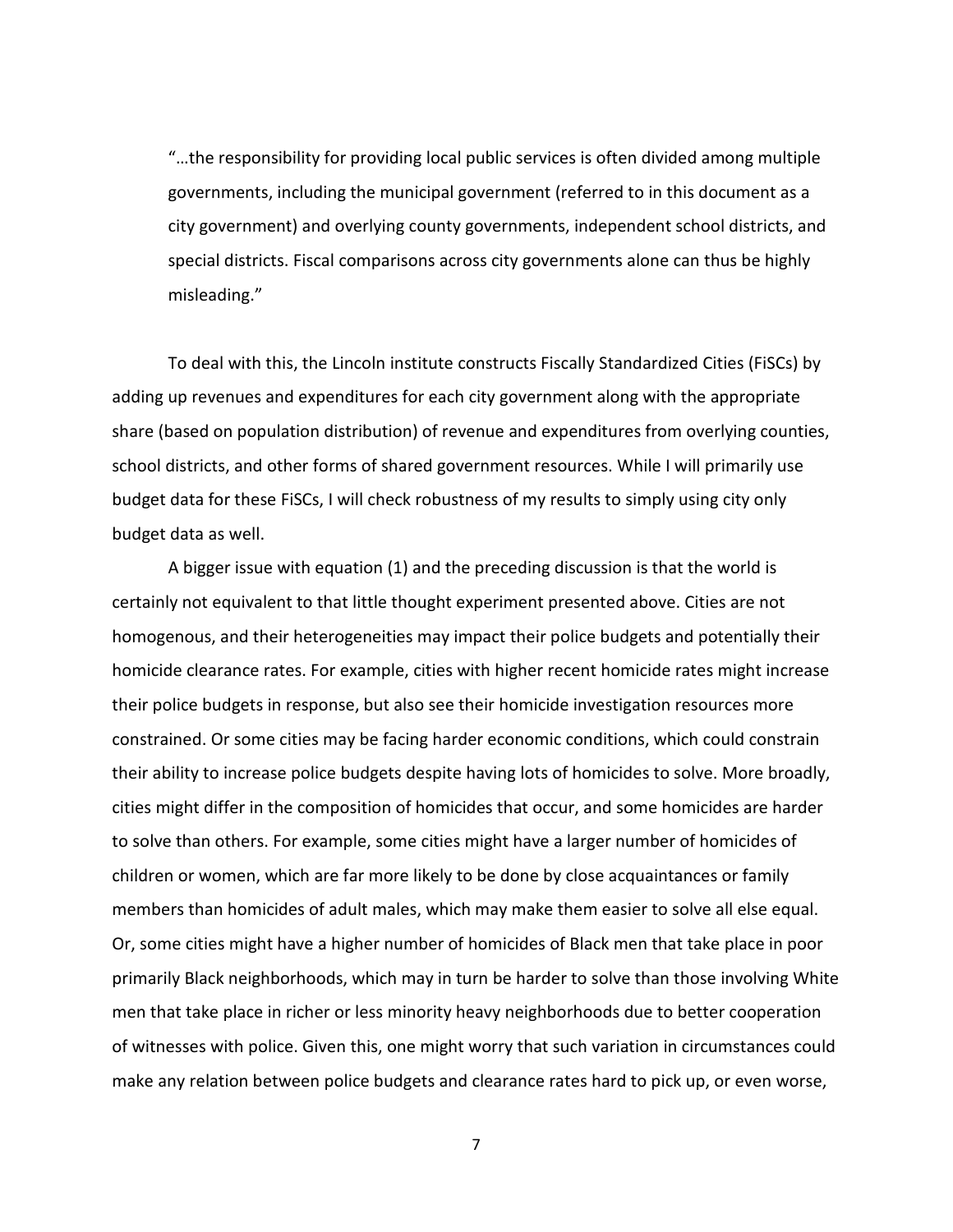> "…the responsibility for providing local public services is often divided among multiple governments, including the municipal government (referred to in this document as a city government) and overlying county governments, independent school districts, and special districts. Fiscal comparisons across city governments alone can thus be highly misleading."

To deal with this, the Lincoln institute constructs Fiscally Standardized Cities (FiSCs) by adding up revenues and expenditures for each city government along with the appropriate share (based on population distribution) of revenue and expenditures from overlying counties, school districts, and other forms of shared government resources. While I will primarily use budget data for these FiSCs, I will check robustness of my results to simply using city only budget data as well.

A bigger issue with equation (1) and the preceding discussion is that the world is certainly not equivalent to that little thought experiment presented above. Cities are not homogenous, and their heterogeneities may impact their police budgets and potentially their homicide clearance rates. For example, cities with higher recent homicide rates might increase their police budgets in response, but also see their homicide investigation resources more constrained. Or some cities may be facing harder economic conditions, which could constrain their ability to increase police budgets despite having lots of homicides to solve. More broadly, cities might differ in the composition of homicides that occur, and some homicides are harder to solve than others. For example, some cities might have a larger number of homicides of children or women, which are far more likely to be done by close acquaintances or family members than homicides of adult males, which may make them easier to solve all else equal. Or, some cities might have a higher number of homicides of Black men that take place in poor primarily Black neighborhoods, which may in turn be harder to solve than those involving White men that take place in richer or less minority heavy neighborhoods due to better cooperation of witnesses with police. Given this, one might worry that such variation in circumstances could make any relation between police budgets and clearance rates hard to pick up, or even worse,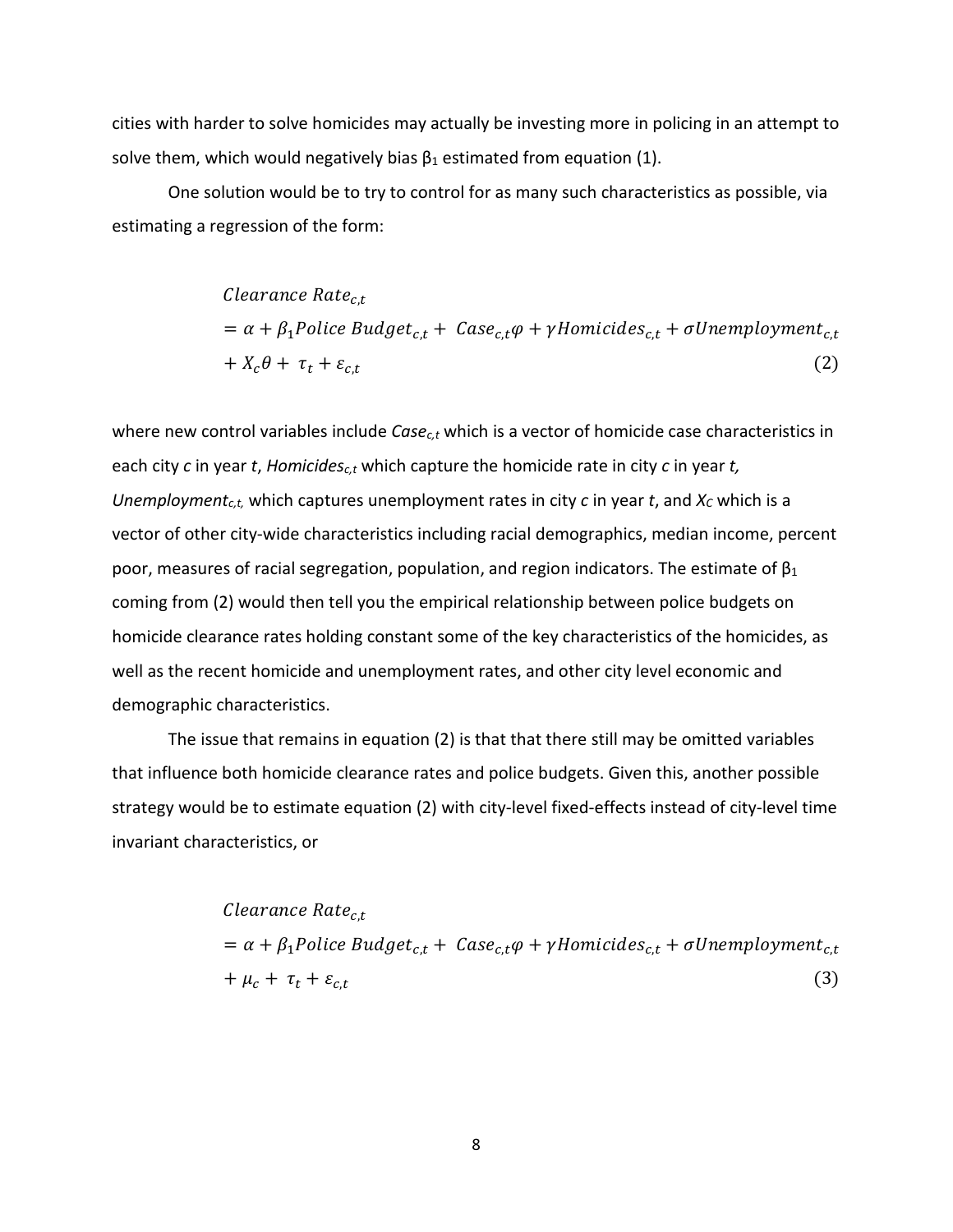cities with harder to solve homicides may actually be investing more in policing in an attempt to solve them, which would negatively bias $\beta_1$ estimated from equation (1).

One solution would be to try to control for as many such characteristics as possible, via estimating a regression of the form:

$$
\begin{aligned}
&Clearance\ Rate_{c,t} \\
&= \alpha + \beta_1 Police\ Budget_{c,t} + \ Case_{c,t}\varphi + \gamma Homicides_{c,t} + \sigma Unemployment_{c,t} \\
&+ X_c\theta + \ \tau_t + \varepsilon_{c,t} \qquad (2)
\end{aligned}
$$

where new control variables include *$Case_{c,t}$* which is a vector of homicide case characteristics in each city *c* in year *t*, *$Homicides_{c,t}$* which capture the homicide rate in city *c* in year *t*, *$Unemployment_{c,t}$*, which captures unemployment rates in city *c* in year *t*, and *$X_C$* which is a vector of other city-wide characteristics including racial demographics, median income, percent poor, measures of racial segregation, population, and region indicators. The estimate of $\beta_1$ coming from (2) would then tell you the empirical relationship between police budgets on homicide clearance rates holding constant some of the key characteristics of the homicides, as well as the recent homicide and unemployment rates, and other city level economic and demographic characteristics.

The issue that remains in equation (2) is that that there still may be omitted variables that influence both homicide clearance rates and police budgets. Given this, another possible strategy would be to estimate equation (2) with city-level fixed-effects instead of city-level time invariant characteristics, or

$$
\begin{aligned}
&Clearance\ Rate_{c,t} \\
&= \alpha + \beta_1 Police\ Budget_{c,t} + \ Case_{c,t}\varphi + \gamma Homicides_{c,t} + \sigma Unemployment_{c,t} \\
&+ \mu_c + \ \tau_t + \varepsilon_{c,t} \qquad (3)
\end{aligned}
$$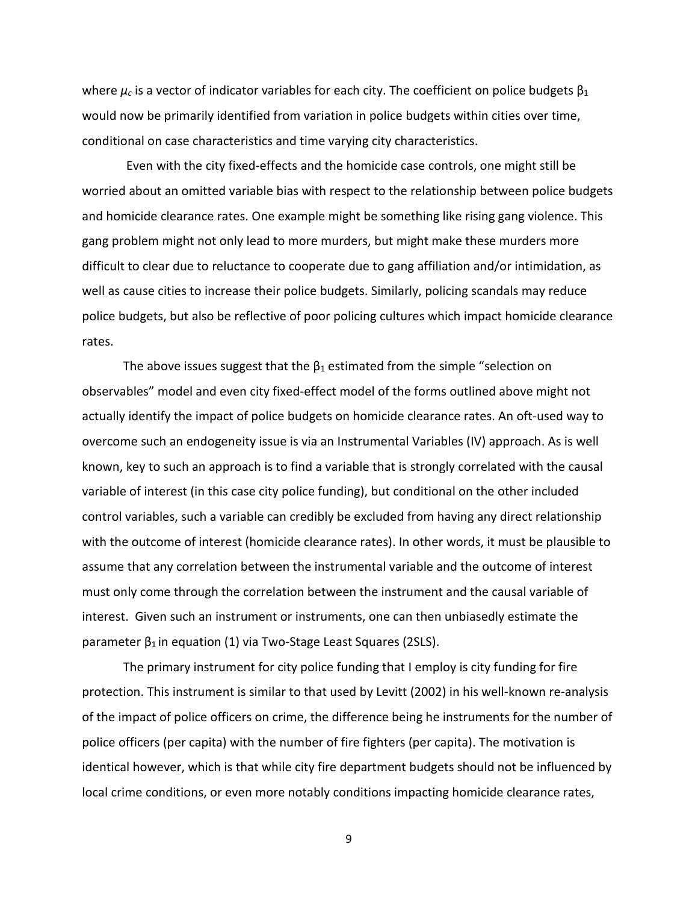where $\mu_c$ is a vector of indicator variables for each city. The coefficient on police budgets $\beta_1$ would now be primarily identified from variation in police budgets within cities over time, conditional on case characteristics and time varying city characteristics.

Even with the city fixed-effects and the homicide case controls, one might still be worried about an omitted variable bias with respect to the relationship between police budgets and homicide clearance rates. One example might be something like rising gang violence. This gang problem might not only lead to more murders, but might make these murders more difficult to clear due to reluctance to cooperate due to gang affiliation and/or intimidation, as well as cause cities to increase their police budgets. Similarly, policing scandals may reduce police budgets, but also be reflective of poor policing cultures which impact homicide clearance rates.

The above issues suggest that the $\beta_1$ estimated from the simple "selection on observables" model and even city fixed-effect model of the forms outlined above might not actually identify the impact of police budgets on homicide clearance rates. An oft-used way to overcome such an endogeneity issue is via an Instrumental Variables (IV) approach. As is well known, key to such an approach is to find a variable that is strongly correlated with the causal variable of interest (in this case city police funding), but conditional on the other included control variables, such a variable can credibly be excluded from having any direct relationship with the outcome of interest (homicide clearance rates). In other words, it must be plausible to assume that any correlation between the instrumental variable and the outcome of interest must only come through the correlation between the instrument and the causal variable of interest. Given such an instrument or instruments, one can then unbiasedly estimate the parameter $\beta_1$ in equation (1) via Two-Stage Least Squares (2SLS).

The primary instrument for city police funding that I employ is city funding for fire protection. This instrument is similar to that used by Levitt (2002) in his well-known re-analysis of the impact of police officers on crime, the difference being he instruments for the number of police officers (per capita) with the number of fire fighters (per capita). The motivation is identical however, which is that while city fire department budgets should not be influenced by local crime conditions, or even more notably conditions impacting homicide clearance rates,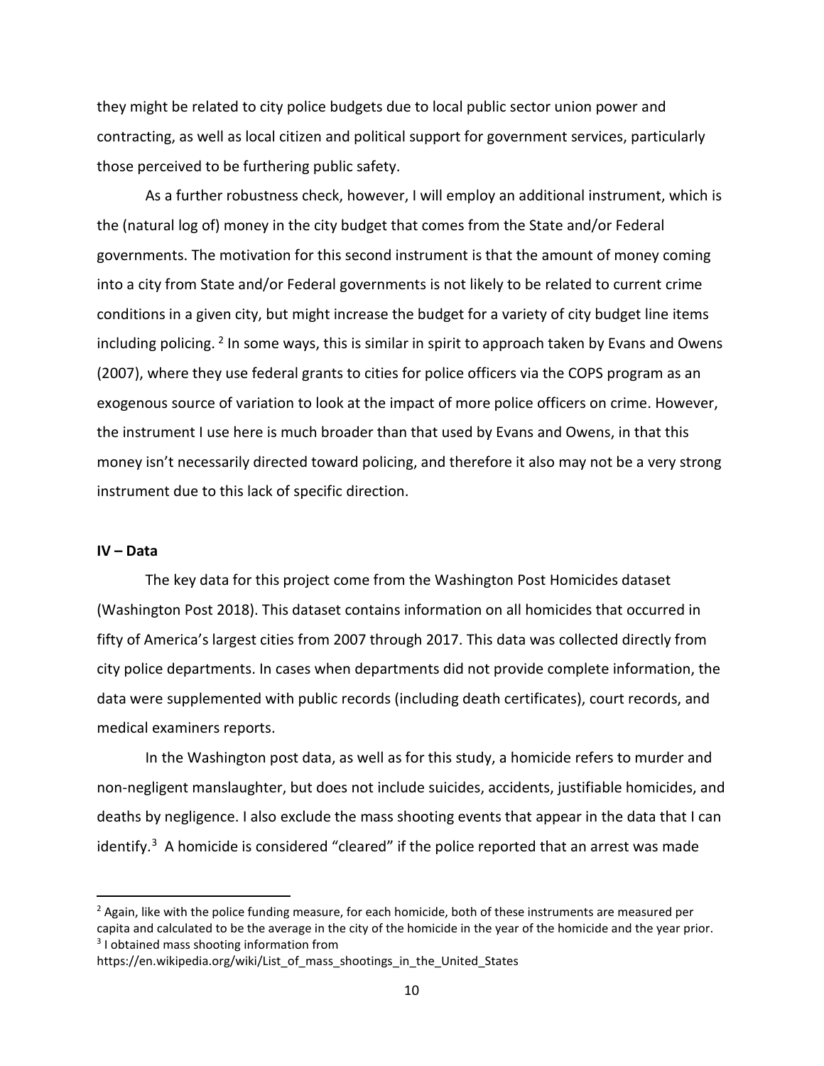they might be related to city police budgets due to local public sector union power and contracting, as well as local citizen and political support for government services, particularly those perceived to be furthering public safety.

As a further robustness check, however, I will employ an additional instrument, which is the (natural log of) money in the city budget that comes from the State and/or Federal governments. The motivation for this second instrument is that the amount of money coming into a city from State and/or Federal governments is not likely to be related to current crime conditions in a given city, but might increase the budget for a variety of city budget line items including policing. [2] In some ways, this is similar in spirit to approach taken by Evans and Owens (2007), where they use federal grants to cities for police officers via the COPS program as an exogenous source of variation to look at the impact of more police officers on crime. However, the instrument I use here is much broader than that used by Evans and Owens, in that this money isn't necessarily directed toward policing, and therefore it also may not be a very strong instrument due to this lack of specific direction.

## IV – Data

The key data for this project come from the Washington Post Homicides dataset (Washington Post 2018). This dataset contains information on all homicides that occurred in fifty of America's largest cities from 2007 through 2017. This data was collected directly from city police departments. In cases when departments did not provide complete information, the data were supplemented with public records (including death certificates), court records, and medical examiners reports.

In the Washington post data, as well as for this study, a homicide refers to murder and non-negligent manslaughter, but does not include suicides, accidents, justifiable homicides, and deaths by negligence. I also exclude the mass shooting events that appear in the data that I can identify.[3] A homicide is considered "cleared" if the police reported that an arrest was made

---

[2] Again, like with the police funding measure, for each homicide, both of these instruments are measured per capita and calculated to be the average in the city of the homicide in the year of the homicide and the year prior.

[3] I obtained mass shooting information from https://en.wikipedia.org/wiki/List_of_mass_shootings_in_the_United_States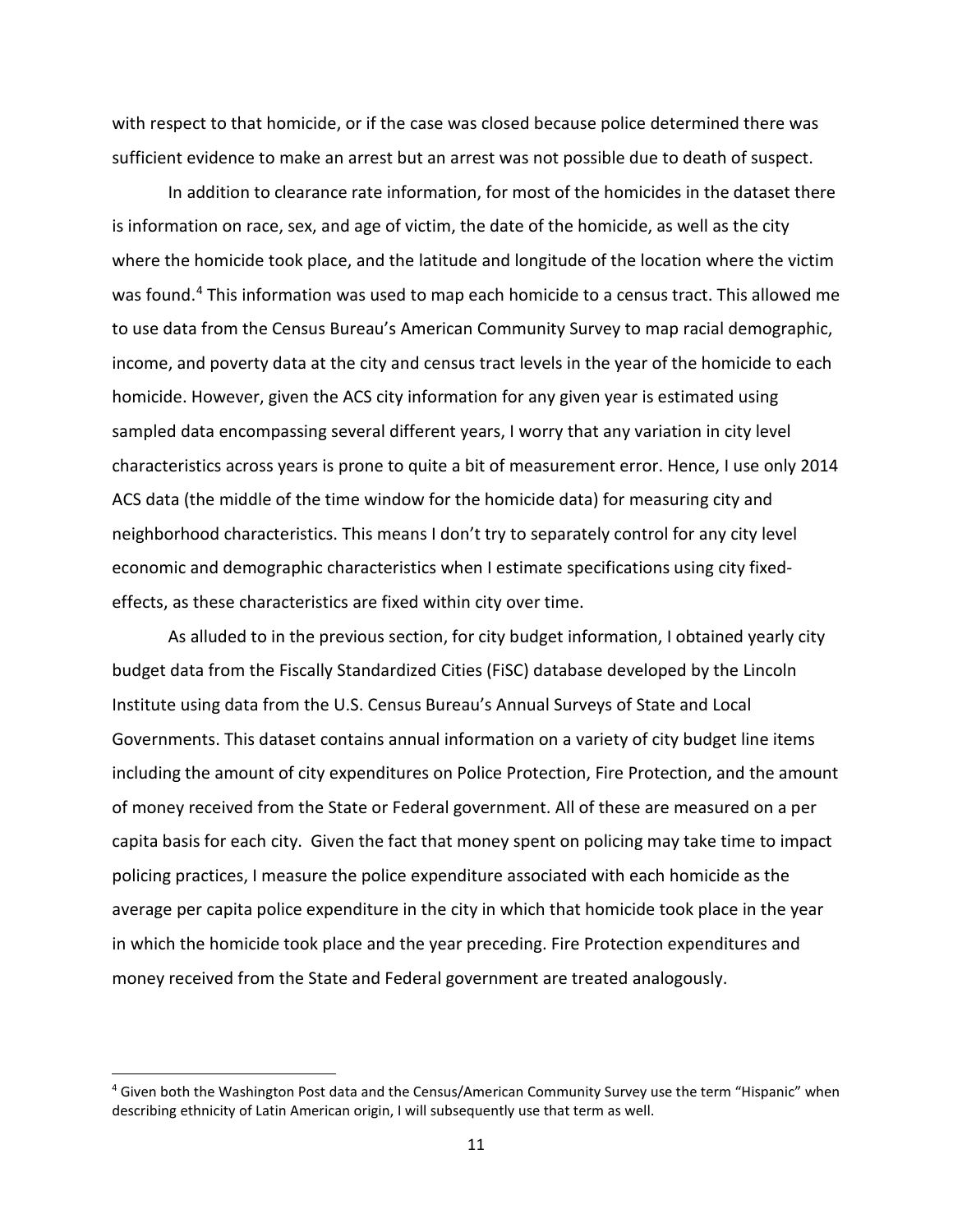with respect to that homicide, or if the case was closed because police determined there was sufficient evidence to make an arrest but an arrest was not possible due to death of suspect.

In addition to clearance rate information, for most of the homicides in the dataset there is information on race, sex, and age of victim, the date of the homicide, as well as the city where the homicide took place, and the latitude and longitude of the location where the victim was found.[4] This information was used to map each homicide to a census tract. This allowed me to use data from the Census Bureau's American Community Survey to map racial demographic, income, and poverty data at the city and census tract levels in the year of the homicide to each homicide. However, given the ACS city information for any given year is estimated using sampled data encompassing several different years, I worry that any variation in city level characteristics across years is prone to quite a bit of measurement error. Hence, I use only 2014 ACS data (the middle of the time window for the homicide data) for measuring city and neighborhood characteristics. This means I don't try to separately control for any city level economic and demographic characteristics when I estimate specifications using city fixed-effects, as these characteristics are fixed within city over time.

As alluded to in the previous section, for city budget information, I obtained yearly city budget data from the Fiscally Standardized Cities (FiSC) database developed by the Lincoln Institute using data from the U.S. Census Bureau's Annual Surveys of State and Local Governments. This dataset contains annual information on a variety of city budget line items including the amount of city expenditures on Police Protection, Fire Protection, and the amount of money received from the State or Federal government. All of these are measured on a per capita basis for each city. Given the fact that money spent on policing may take time to impact policing practices, I measure the police expenditure associated with each homicide as the average per capita police expenditure in the city in which that homicide took place in the year in which the homicide took place and the year preceding. Fire Protection expenditures and money received from the State and Federal government are treated analogously.

[4] Given both the Washington Post data and the Census/American Community Survey use the term "Hispanic" when describing ethnicity of Latin American origin, I will subsequently use that term as well.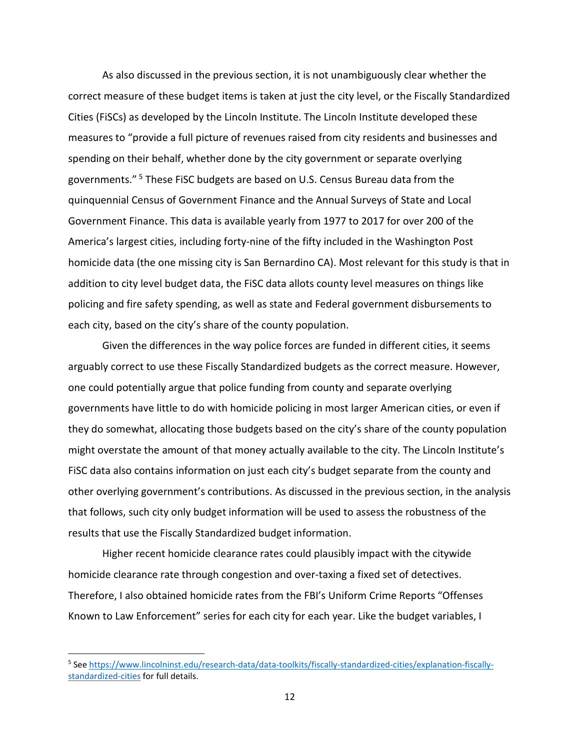As also discussed in the previous section, it is not unambiguously clear whether the correct measure of these budget items is taken at just the city level, or the Fiscally Standardized Cities (FiSCs) as developed by the Lincoln Institute. The Lincoln Institute developed these measures to "provide a full picture of revenues raised from city residents and businesses and spending on their behalf, whether done by the city government or separate overlying governments." [5] These FiSC budgets are based on U.S. Census Bureau data from the quinquennial Census of Government Finance and the Annual Surveys of State and Local Government Finance. This data is available yearly from 1977 to 2017 for over 200 of the America's largest cities, including forty-nine of the fifty included in the Washington Post homicide data (the one missing city is San Bernardino CA). Most relevant for this study is that in addition to city level budget data, the FiSC data allots county level measures on things like policing and fire safety spending, as well as state and Federal government disbursements to each city, based on the city's share of the county population.

Given the differences in the way police forces are funded in different cities, it seems arguably correct to use these Fiscally Standardized budgets as the correct measure. However, one could potentially argue that police funding from county and separate overlying governments have little to do with homicide policing in most larger American cities, or even if they do somewhat, allocating those budgets based on the city's share of the county population might overstate the amount of that money actually available to the city. The Lincoln Institute's FiSC data also contains information on just each city's budget separate from the county and other overlying government's contributions. As discussed in the previous section, in the analysis that follows, such city only budget information will be used to assess the robustness of the results that use the Fiscally Standardized budget information.

Higher recent homicide clearance rates could plausibly impact with the citywide homicide clearance rate through congestion and over-taxing a fixed set of detectives. Therefore, I also obtained homicide rates from the FBI's Uniform Crime Reports "Offenses Known to Law Enforcement" series for each city for each year. Like the budget variables, I

---

[5] See https://www.lincolninst.edu/research-data/data-toolkits/fiscally-standardized-cities/explanation-fiscally-standardized-cities for full details.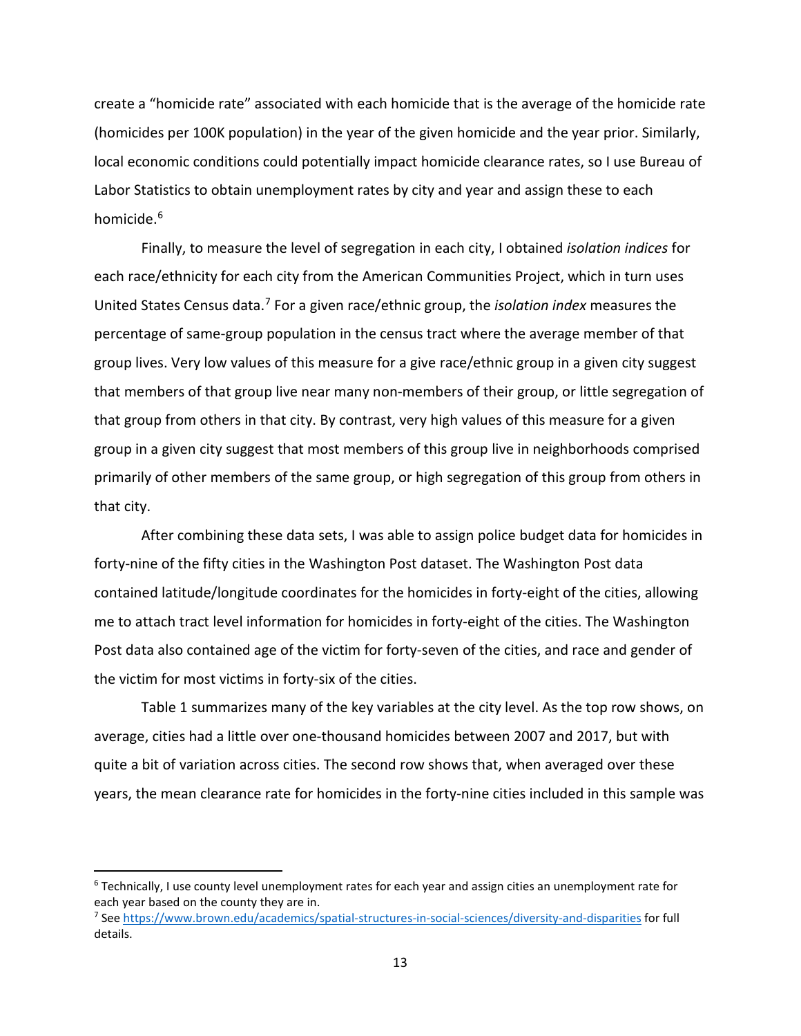create a "homicide rate" associated with each homicide that is the average of the homicide rate (homicides per 100K population) in the year of the given homicide and the year prior. Similarly, local economic conditions could potentially impact homicide clearance rates, so I use Bureau of Labor Statistics to obtain unemployment rates by city and year and assign these to each homicide.[6]

Finally, to measure the level of segregation in each city, I obtained *isolation indices* for each race/ethnicity for each city from the American Communities Project, which in turn uses United States Census data.[7] For a given race/ethnic group, the *isolation index* measures the percentage of same-group population in the census tract where the average member of that group lives. Very low values of this measure for a give race/ethnic group in a given city suggest that members of that group live near many non-members of their group, or little segregation of that group from others in that city. By contrast, very high values of this measure for a given group in a given city suggest that most members of this group live in neighborhoods comprised primarily of other members of the same group, or high segregation of this group from others in that city.

After combining these data sets, I was able to assign police budget data for homicides in forty-nine of the fifty cities in the Washington Post dataset. The Washington Post data contained latitude/longitude coordinates for the homicides in forty-eight of the cities, allowing me to attach tract level information for homicides in forty-eight of the cities. The Washington Post data also contained age of the victim for forty-seven of the cities, and race and gender of the victim for most victims in forty-six of the cities.

Table 1 summarizes many of the key variables at the city level. As the top row shows, on average, cities had a little over one-thousand homicides between 2007 and 2017, but with quite a bit of variation across cities. The second row shows that, when averaged over these years, the mean clearance rate for homicides in the forty-nine cities included in this sample was

---

[6] Technically, I use county level unemployment rates for each year and assign cities an unemployment rate for each year based on the county they are in.

[7] See https://www.brown.edu/academics/spatial-structures-in-social-sciences/diversity-and-disparities for full details.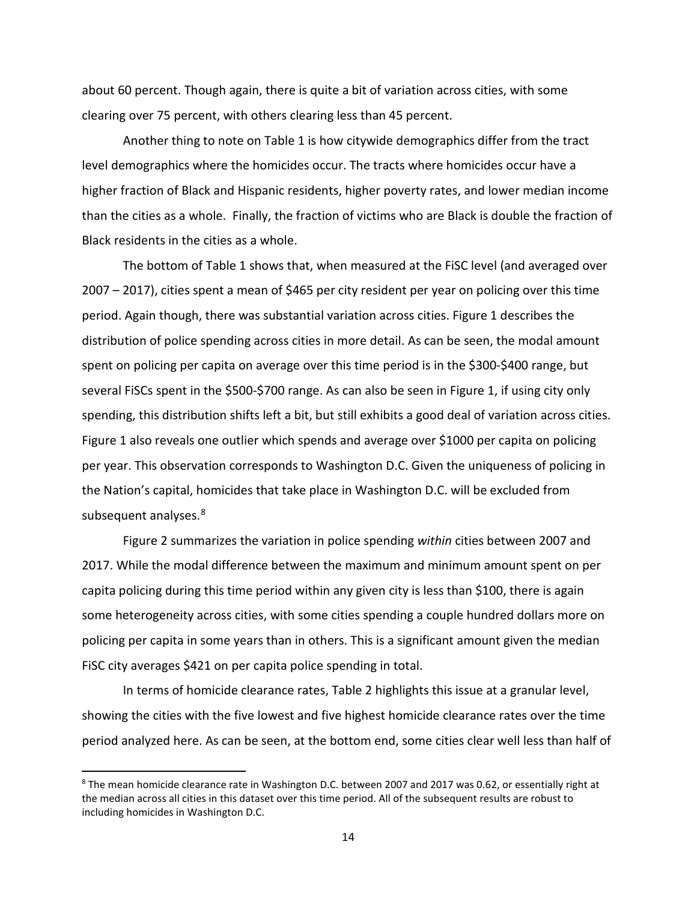about 60 percent. Though again, there is quite a bit of variation across cities, with some clearing over 75 percent, with others clearing less than 45 percent.

Another thing to note on Table 1 is how citywide demographics differ from the tract level demographics where the homicides occur. The tracts where homicides occur have a higher fraction of Black and Hispanic residents, higher poverty rates, and lower median income than the cities as a whole. Finally, the fraction of victims who are Black is double the fraction of Black residents in the cities as a whole.

The bottom of Table 1 shows that, when measured at the FiSC level (and averaged over 2007 – 2017), cities spent a mean of $465 per city resident per year on policing over this time period. Again though, there was substantial variation across cities. Figure 1 describes the distribution of police spending across cities in more detail. As can be seen, the modal amount spent on policing per capita on average over this time period is in the $300-$400 range, but several FiSCs spent in the $500-$700 range. As can also be seen in Figure 1, if using city only spending, this distribution shifts left a bit, but still exhibits a good deal of variation across cities. Figure 1 also reveals one outlier which spends and average over $1000 per capita on policing per year. This observation corresponds to Washington D.C. Given the uniqueness of policing in the Nation's capital, homicides that take place in Washington D.C. will be excluded from subsequent analyses.[8]

Figure 2 summarizes the variation in police spending *within* cities between 2007 and 2017. While the modal difference between the maximum and minimum amount spent on per capita policing during this time period within any given city is less than $100, there is again some heterogeneity across cities, with some cities spending a couple hundred dollars more on policing per capita in some years than in others. This is a significant amount given the median FiSC city averages $421 on per capita police spending in total.

In terms of homicide clearance rates, Table 2 highlights this issue at a granular level, showing the cities with the five lowest and five highest homicide clearance rates over the time period analyzed here. As can be seen, at the bottom end, some cities clear well less than half of

[8] The mean homicide clearance rate in Washington D.C. between 2007 and 2017 was 0.62, or essentially right at the median across all cities in this dataset over this time period. All of the subsequent results are robust to including homicides in Washington D.C.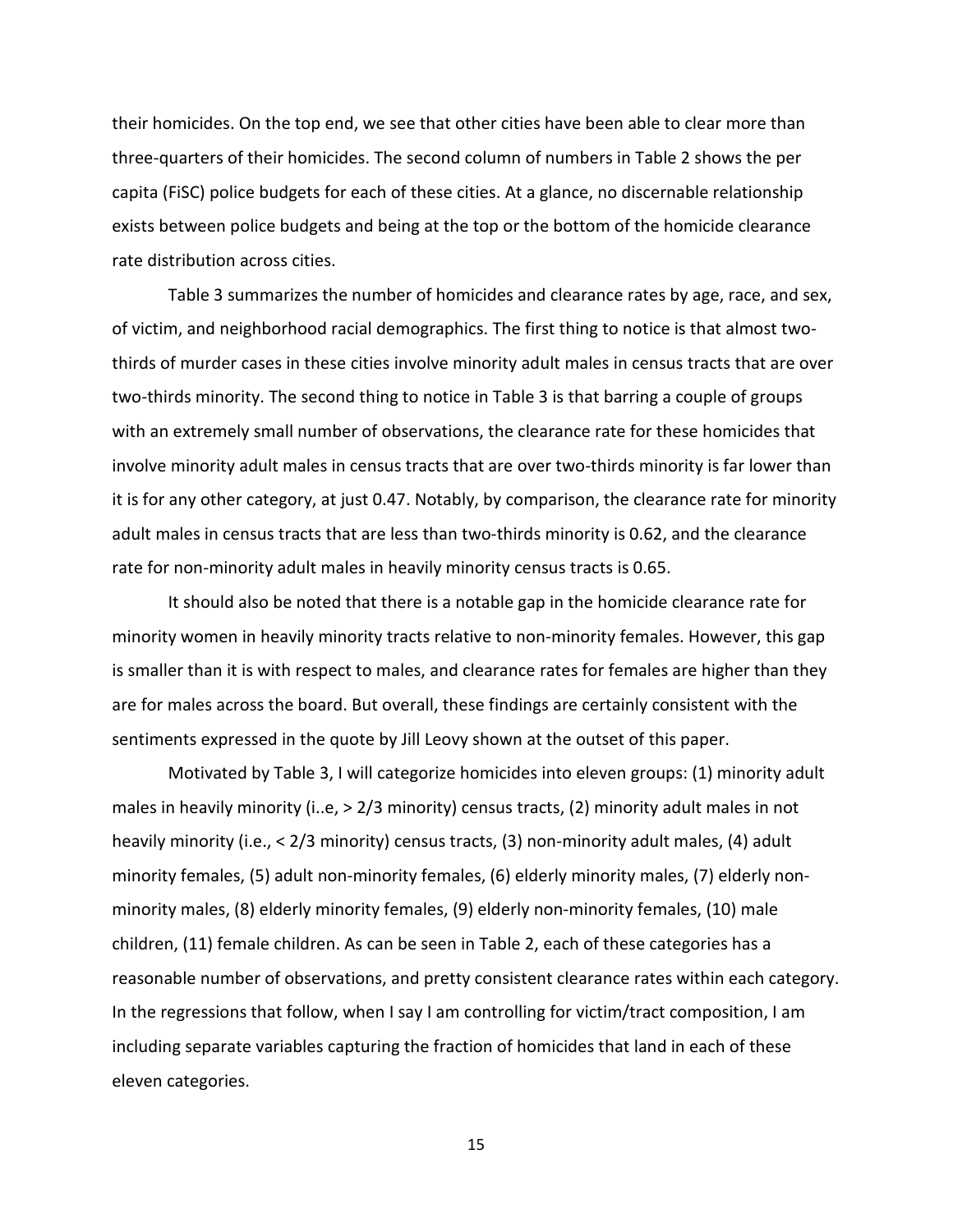their homicides. On the top end, we see that other cities have been able to clear more than three-quarters of their homicides. The second column of numbers in Table 2 shows the per capita (FiSC) police budgets for each of these cities. At a glance, no discernable relationship exists between police budgets and being at the top or the bottom of the homicide clearance rate distribution across cities.

Table 3 summarizes the number of homicides and clearance rates by age, race, and sex, of victim, and neighborhood racial demographics. The first thing to notice is that almost two-thirds of murder cases in these cities involve minority adult males in census tracts that are over two-thirds minority. The second thing to notice in Table 3 is that barring a couple of groups with an extremely small number of observations, the clearance rate for these homicides that involve minority adult males in census tracts that are over two-thirds minority is far lower than it is for any other category, at just 0.47. Notably, by comparison, the clearance rate for minority adult males in census tracts that are less than two-thirds minority is 0.62, and the clearance rate for non-minority adult males in heavily minority census tracts is 0.65.

It should also be noted that there is a notable gap in the homicide clearance rate for minority women in heavily minority tracts relative to non-minority females. However, this gap is smaller than it is with respect to males, and clearance rates for females are higher than they are for males across the board. But overall, these findings are certainly consistent with the sentiments expressed in the quote by Jill Leovy shown at the outset of this paper.

Motivated by Table 3, I will categorize homicides into eleven groups: (1) minority adult males in heavily minority (i..e, > 2/3 minority) census tracts, (2) minority adult males in not heavily minority (i.e., < 2/3 minority) census tracts, (3) non-minority adult males, (4) adult minority females, (5) adult non-minority females, (6) elderly minority males, (7) elderly non-minority males, (8) elderly minority females, (9) elderly non-minority females, (10) male children, (11) female children. As can be seen in Table 2, each of these categories has a reasonable number of observations, and pretty consistent clearance rates within each category. In the regressions that follow, when I say I am controlling for victim/tract composition, I am including separate variables capturing the fraction of homicides that land in each of these eleven categories.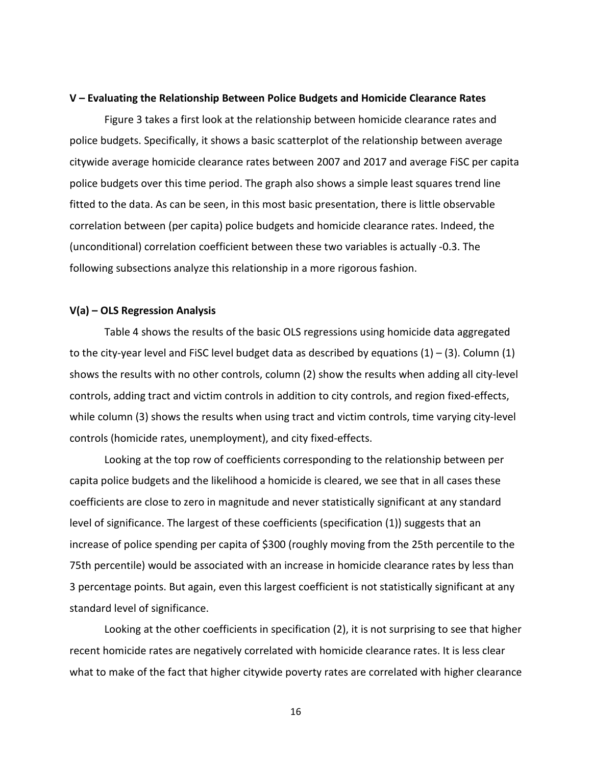### V – Evaluating the Relationship Between Police Budgets and Homicide Clearance Rates

Figure 3 takes a first look at the relationship between homicide clearance rates and police budgets. Specifically, it shows a basic scatterplot of the relationship between average citywide average homicide clearance rates between 2007 and 2017 and average FiSC per capita police budgets over this time period. The graph also shows a simple least squares trend line fitted to the data. As can be seen, in this most basic presentation, there is little observable correlation between (per capita) police budgets and homicide clearance rates. Indeed, the (unconditional) correlation coefficient between these two variables is actually -0.3. The following subsections analyze this relationship in a more rigorous fashion.

### V(a) – OLS Regression Analysis

Table 4 shows the results of the basic OLS regressions using homicide data aggregated to the city-year level and FiSC level budget data as described by equations (1) – (3). Column (1) shows the results with no other controls, column (2) show the results when adding all city-level controls, adding tract and victim controls in addition to city controls, and region fixed-effects, while column (3) shows the results when using tract and victim controls, time varying city-level controls (homicide rates, unemployment), and city fixed-effects.

Looking at the top row of coefficients corresponding to the relationship between per capita police budgets and the likelihood a homicide is cleared, we see that in all cases these coefficients are close to zero in magnitude and never statistically significant at any standard level of significance. The largest of these coefficients (specification (1)) suggests that an increase of police spending per capita of $300 (roughly moving from the 25th percentile to the 75th percentile) would be associated with an increase in homicide clearance rates by less than 3 percentage points. But again, even this largest coefficient is not statistically significant at any standard level of significance.

Looking at the other coefficients in specification (2), it is not surprising to see that higher recent homicide rates are negatively correlated with homicide clearance rates. It is less clear what to make of the fact that higher citywide poverty rates are correlated with higher clearance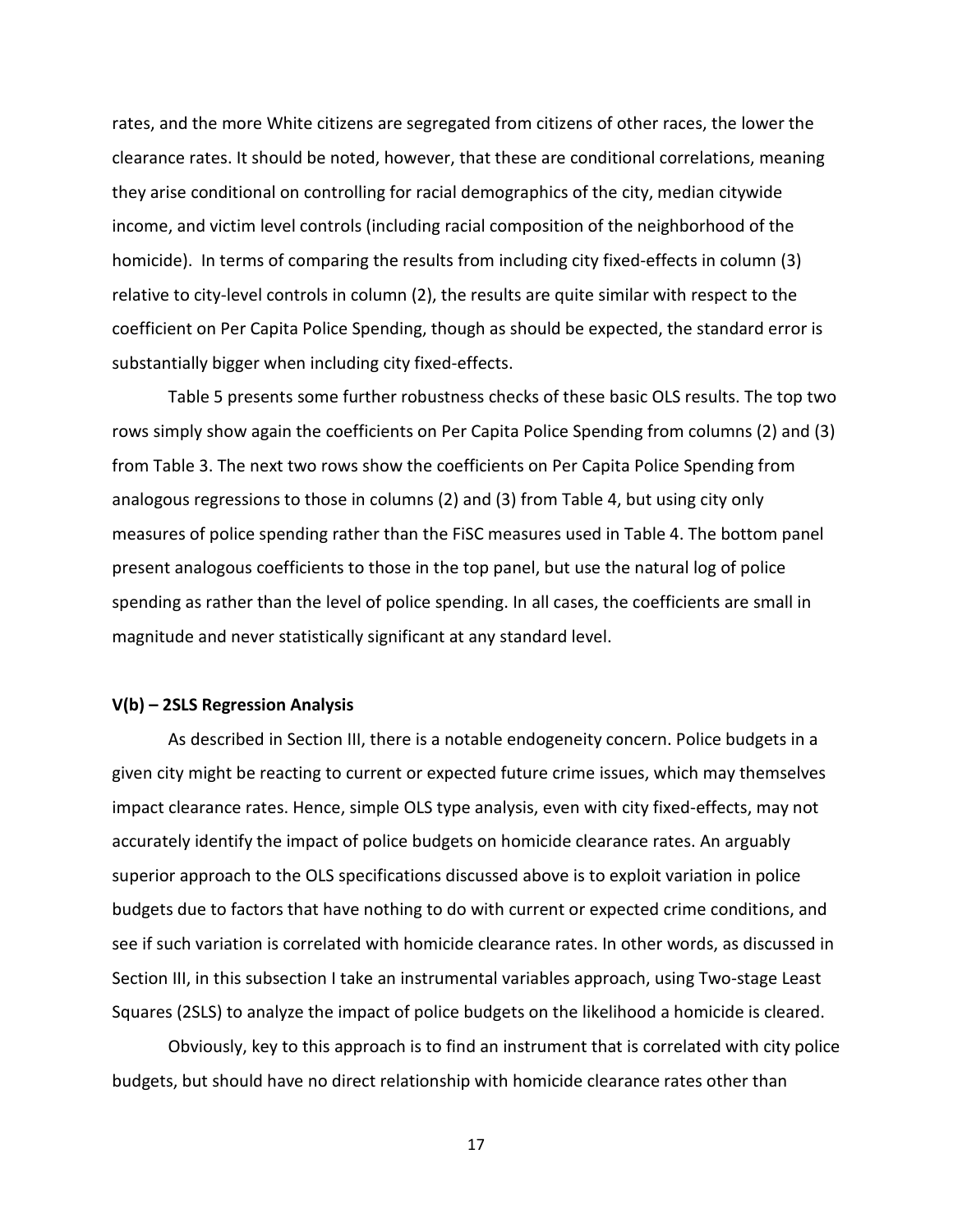rates, and the more White citizens are segregated from citizens of other races, the lower the clearance rates. It should be noted, however, that these are conditional correlations, meaning they arise conditional on controlling for racial demographics of the city, median citywide income, and victim level controls (including racial composition of the neighborhood of the homicide). In terms of comparing the results from including city fixed-effects in column (3) relative to city-level controls in column (2), the results are quite similar with respect to the coefficient on Per Capita Police Spending, though as should be expected, the standard error is substantially bigger when including city fixed-effects.

Table 5 presents some further robustness checks of these basic OLS results. The top two rows simply show again the coefficients on Per Capita Police Spending from columns (2) and (3) from Table 3. The next two rows show the coefficients on Per Capita Police Spending from analogous regressions to those in columns (2) and (3) from Table 4, but using city only measures of police spending rather than the FiSC measures used in Table 4. The bottom panel present analogous coefficients to those in the top panel, but use the natural log of police spending as rather than the level of police spending. In all cases, the coefficients are small in magnitude and never statistically significant at any standard level.

### V(b) – 2SLS Regression Analysis

As described in Section III, there is a notable endogeneity concern. Police budgets in a given city might be reacting to current or expected future crime issues, which may themselves impact clearance rates. Hence, simple OLS type analysis, even with city fixed-effects, may not accurately identify the impact of police budgets on homicide clearance rates. An arguably superior approach to the OLS specifications discussed above is to exploit variation in police budgets due to factors that have nothing to do with current or expected crime conditions, and see if such variation is correlated with homicide clearance rates. In other words, as discussed in Section III, in this subsection I take an instrumental variables approach, using Two-stage Least Squares (2SLS) to analyze the impact of police budgets on the likelihood a homicide is cleared.

Obviously, key to this approach is to find an instrument that is correlated with city police budgets, but should have no direct relationship with homicide clearance rates other than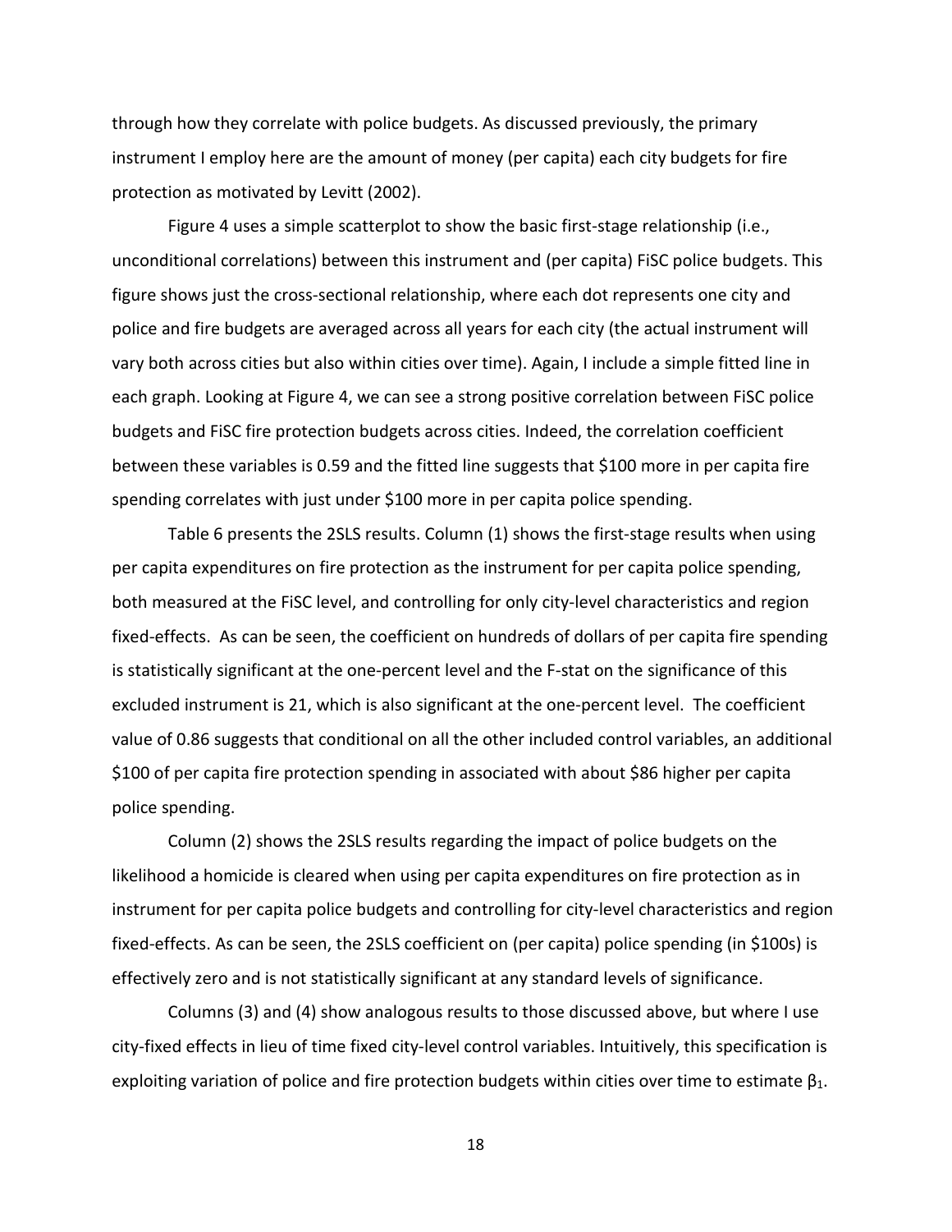through how they correlate with police budgets. As discussed previously, the primary instrument I employ here are the amount of money (per capita) each city budgets for fire protection as motivated by Levitt (2002).

Figure 4 uses a simple scatterplot to show the basic first-stage relationship (i.e., unconditional correlations) between this instrument and (per capita) FiSC police budgets. This figure shows just the cross-sectional relationship, where each dot represents one city and police and fire budgets are averaged across all years for each city (the actual instrument will vary both across cities but also within cities over time). Again, I include a simple fitted line in each graph. Looking at Figure 4, we can see a strong positive correlation between FiSC police budgets and FiSC fire protection budgets across cities. Indeed, the correlation coefficient between these variables is 0.59 and the fitted line suggests that \$100 more in per capita fire spending correlates with just under \$100 more in per capita police spending.

Table 6 presents the 2SLS results. Column (1) shows the first-stage results when using per capita expenditures on fire protection as the instrument for per capita police spending, both measured at the FiSC level, and controlling for only city-level characteristics and region fixed-effects. As can be seen, the coefficient on hundreds of dollars of per capita fire spending is statistically significant at the one-percent level and the F-stat on the significance of this excluded instrument is 21, which is also significant at the one-percent level. The coefficient value of 0.86 suggests that conditional on all the other included control variables, an additional \$100 of per capita fire protection spending in associated with about \$86 higher per capita police spending.

Column (2) shows the 2SLS results regarding the impact of police budgets on the likelihood a homicide is cleared when using per capita expenditures on fire protection as in instrument for per capita police budgets and controlling for city-level characteristics and region fixed-effects. As can be seen, the 2SLS coefficient on (per capita) police spending (in \$100s) is effectively zero and is not statistically significant at any standard levels of significance.

Columns (3) and (4) show analogous results to those discussed above, but where I use city-fixed effects in lieu of time fixed city-level control variables. Intuitively, this specification is exploiting variation of police and fire protection budgets within cities over time to estimate $\beta_1$.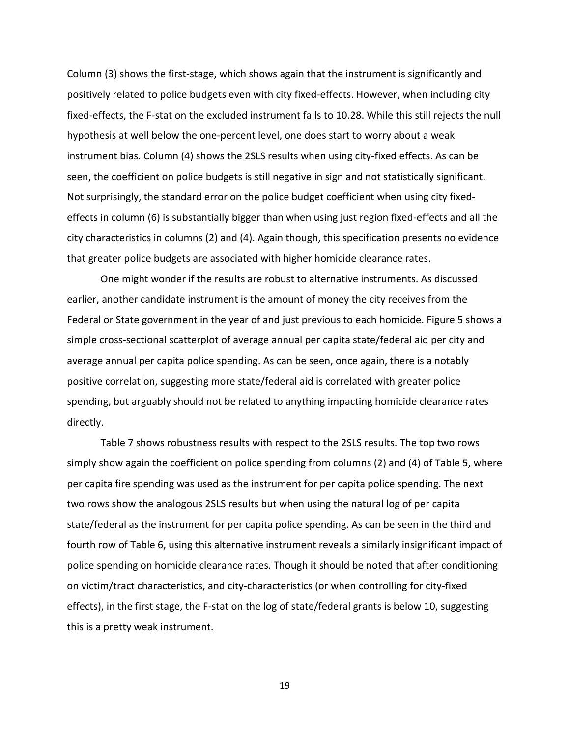Column (3) shows the first-stage, which shows again that the instrument is significantly and positively related to police budgets even with city fixed-effects. However, when including city fixed-effects, the F-stat on the excluded instrument falls to 10.28. While this still rejects the null hypothesis at well below the one-percent level, one does start to worry about a weak instrument bias. Column (4) shows the 2SLS results when using city-fixed effects. As can be seen, the coefficient on police budgets is still negative in sign and not statistically significant. Not surprisingly, the standard error on the police budget coefficient when using city fixed-effects in column (6) is substantially bigger than when using just region fixed-effects and all the city characteristics in columns (2) and (4). Again though, this specification presents no evidence that greater police budgets are associated with higher homicide clearance rates.

One might wonder if the results are robust to alternative instruments. As discussed earlier, another candidate instrument is the amount of money the city receives from the Federal or State government in the year of and just previous to each homicide. Figure 5 shows a simple cross-sectional scatterplot of average annual per capita state/federal aid per city and average annual per capita police spending. As can be seen, once again, there is a notably positive correlation, suggesting more state/federal aid is correlated with greater police spending, but arguably should not be related to anything impacting homicide clearance rates directly.

Table 7 shows robustness results with respect to the 2SLS results. The top two rows simply show again the coefficient on police spending from columns (2) and (4) of Table 5, where per capita fire spending was used as the instrument for per capita police spending. The next two rows show the analogous 2SLS results but when using the natural log of per capita state/federal as the instrument for per capita police spending. As can be seen in the third and fourth row of Table 6, using this alternative instrument reveals a similarly insignificant impact of police spending on homicide clearance rates. Though it should be noted that after conditioning on victim/tract characteristics, and city-characteristics (or when controlling for city-fixed effects), in the first stage, the F-stat on the log of state/federal grants is below 10, suggesting this is a pretty weak instrument.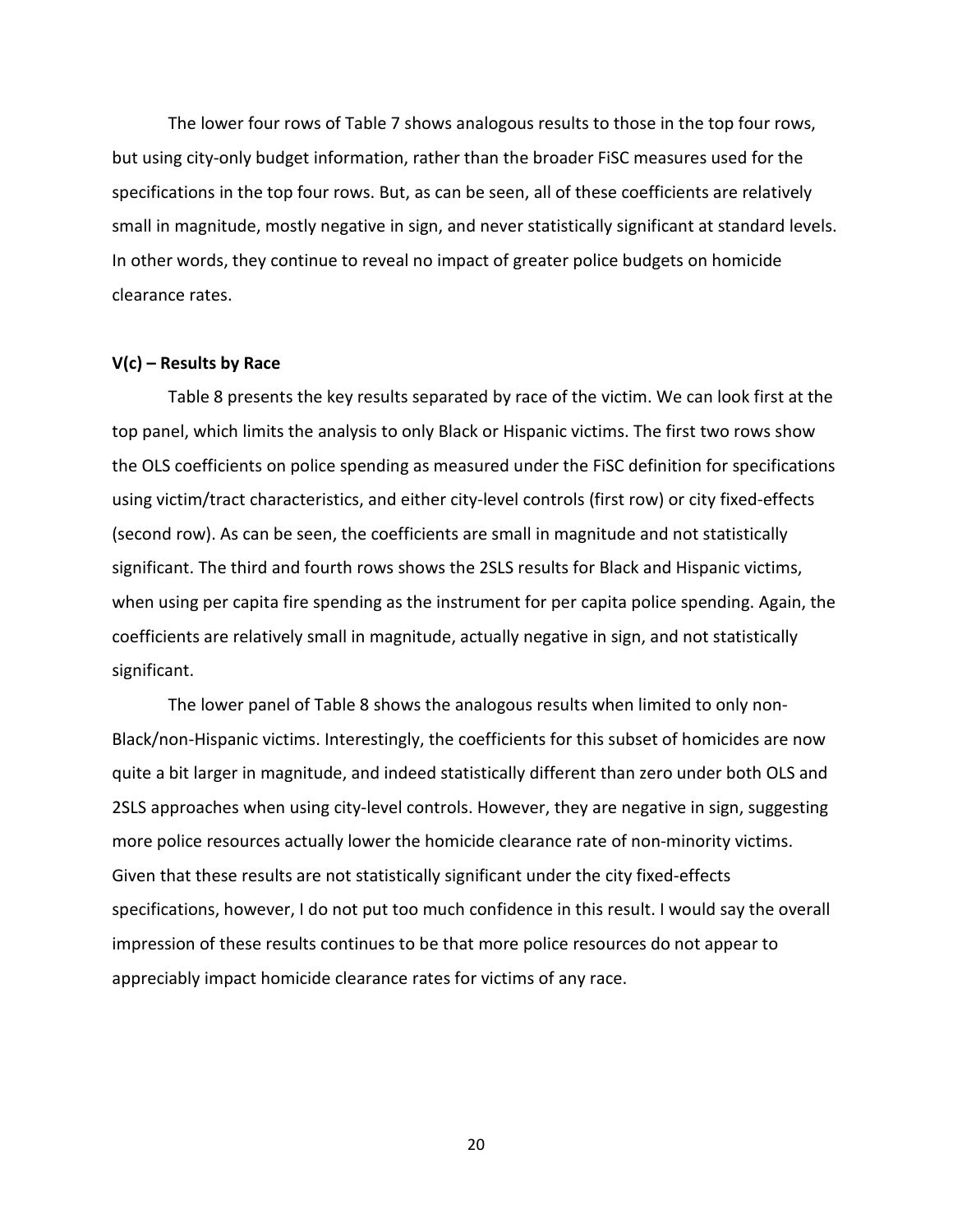The lower four rows of Table 7 shows analogous results to those in the top four rows, but using city-only budget information, rather than the broader FiSC measures used for the specifications in the top four rows. But, as can be seen, all of these coefficients are relatively small in magnitude, mostly negative in sign, and never statistically significant at standard levels. In other words, they continue to reveal no impact of greater police budgets on homicide clearance rates.

### V(c) – Results by Race

Table 8 presents the key results separated by race of the victim. We can look first at the top panel, which limits the analysis to only Black or Hispanic victims. The first two rows show the OLS coefficients on police spending as measured under the FiSC definition for specifications using victim/tract characteristics, and either city-level controls (first row) or city fixed-effects (second row). As can be seen, the coefficients are small in magnitude and not statistically significant. The third and fourth rows shows the 2SLS results for Black and Hispanic victims, when using per capita fire spending as the instrument for per capita police spending. Again, the coefficients are relatively small in magnitude, actually negative in sign, and not statistically significant.

The lower panel of Table 8 shows the analogous results when limited to only non-Black/non-Hispanic victims. Interestingly, the coefficients for this subset of homicides are now quite a bit larger in magnitude, and indeed statistically different than zero under both OLS and 2SLS approaches when using city-level controls. However, they are negative in sign, suggesting more police resources actually lower the homicide clearance rate of non-minority victims. Given that these results are not statistically significant under the city fixed-effects specifications, however, I do not put too much confidence in this result. I would say the overall impression of these results continues to be that more police resources do not appear to appreciably impact homicide clearance rates for victims of any race.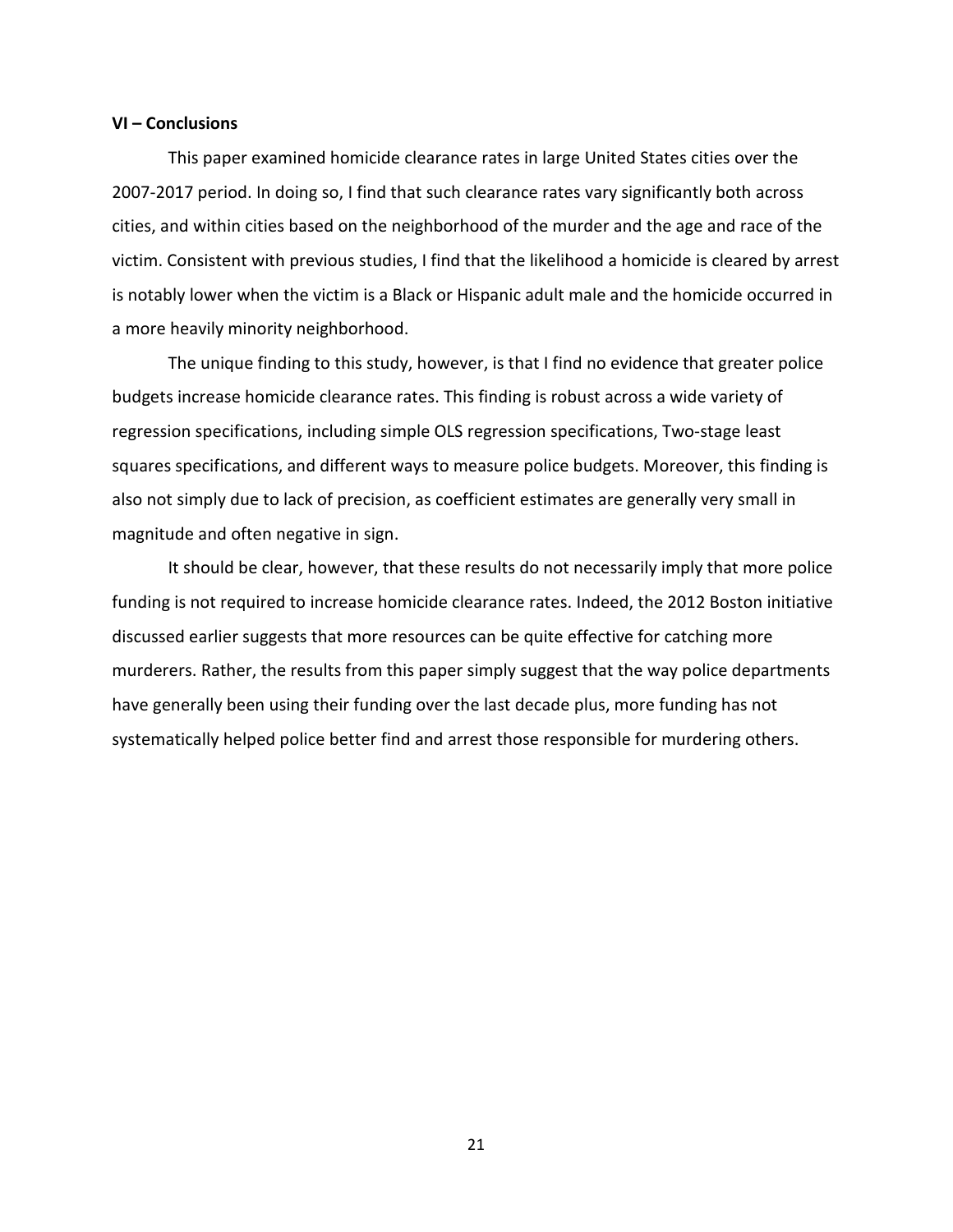**VI – Conclusions**

This paper examined homicide clearance rates in large United States cities over the 2007-2017 period. In doing so, I find that such clearance rates vary significantly both across cities, and within cities based on the neighborhood of the murder and the age and race of the victim. Consistent with previous studies, I find that the likelihood a homicide is cleared by arrest is notably lower when the victim is a Black or Hispanic adult male and the homicide occurred in a more heavily minority neighborhood.

The unique finding to this study, however, is that I find no evidence that greater police budgets increase homicide clearance rates. This finding is robust across a wide variety of regression specifications, including simple OLS regression specifications, Two-stage least squares specifications, and different ways to measure police budgets. Moreover, this finding is also not simply due to lack of precision, as coefficient estimates are generally very small in magnitude and often negative in sign.

It should be clear, however, that these results do not necessarily imply that more police funding is not required to increase homicide clearance rates. Indeed, the 2012 Boston initiative discussed earlier suggests that more resources can be quite effective for catching more murderers. Rather, the results from this paper simply suggest that the way police departments have generally been using their funding over the last decade plus, more funding has not systematically helped police better find and arrest those responsible for murdering others.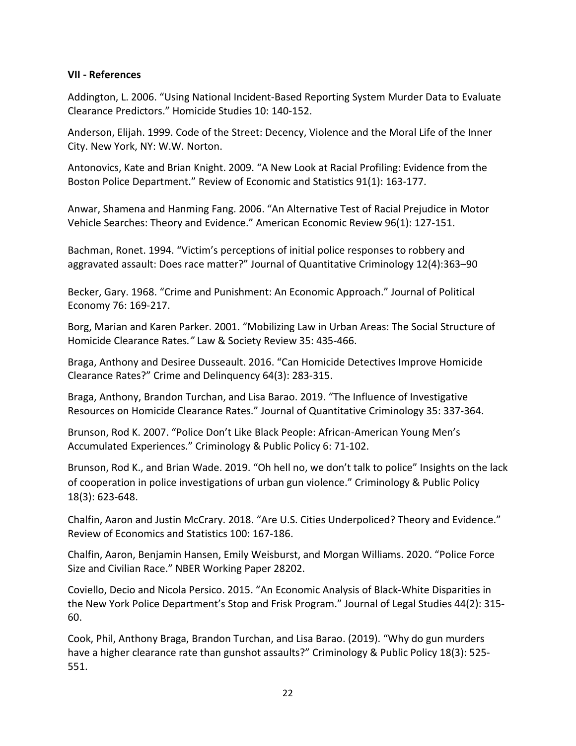### VII - References

Addington, L. 2006. "Using National Incident-Based Reporting System Murder Data to Evaluate Clearance Predictors." Homicide Studies 10: 140-152.

Anderson, Elijah. 1999. Code of the Street: Decency, Violence and the Moral Life of the Inner City. New York, NY: W.W. Norton.

Antonovics, Kate and Brian Knight. 2009. "A New Look at Racial Profiling: Evidence from the Boston Police Department." Review of Economic and Statistics 91(1): 163-177.

Anwar, Shamena and Hanming Fang. 2006. "An Alternative Test of Racial Prejudice in Motor Vehicle Searches: Theory and Evidence." American Economic Review 96(1): 127-151.

Bachman, Ronet. 1994. "Victim's perceptions of initial police responses to robbery and aggravated assault: Does race matter?" Journal of Quantitative Criminology 12(4):363–90

Becker, Gary. 1968. "Crime and Punishment: An Economic Approach." Journal of Political Economy 76: 169-217.

Borg, Marian and Karen Parker. 2001. "Mobilizing Law in Urban Areas: The Social Structure of Homicide Clearance Rates." Law & Society Review 35: 435-466.

Braga, Anthony and Desiree Dusseault. 2016. "Can Homicide Detectives Improve Homicide Clearance Rates?" Crime and Delinquency 64(3): 283-315.

Braga, Anthony, Brandon Turchan, and Lisa Barao. 2019. "The Influence of Investigative Resources on Homicide Clearance Rates." Journal of Quantitative Criminology 35: 337-364.

Brunson, Rod K. 2007. "Police Don't Like Black People: African-American Young Men's Accumulated Experiences." Criminology & Public Policy 6: 71-102.

Brunson, Rod K., and Brian Wade. 2019. "Oh hell no, we don't talk to police" Insights on the lack of cooperation in police investigations of urban gun violence." Criminology & Public Policy 18(3): 623-648.

Chalfin, Aaron and Justin McCrary. 2018. "Are U.S. Cities Underpoliced? Theory and Evidence." Review of Economics and Statistics 100: 167-186.

Chalfin, Aaron, Benjamin Hansen, Emily Weisburst, and Morgan Williams. 2020. "Police Force Size and Civilian Race." NBER Working Paper 28202.

Coviello, Decio and Nicola Persico. 2015. "An Economic Analysis of Black-White Disparities in the New York Police Department's Stop and Frisk Program." Journal of Legal Studies 44(2): 315-60.

Cook, Phil, Anthony Braga, Brandon Turchan, and Lisa Barao. (2019). "Why do gun murders have a higher clearance rate than gunshot assaults?" Criminology & Public Policy 18(3): 525-551.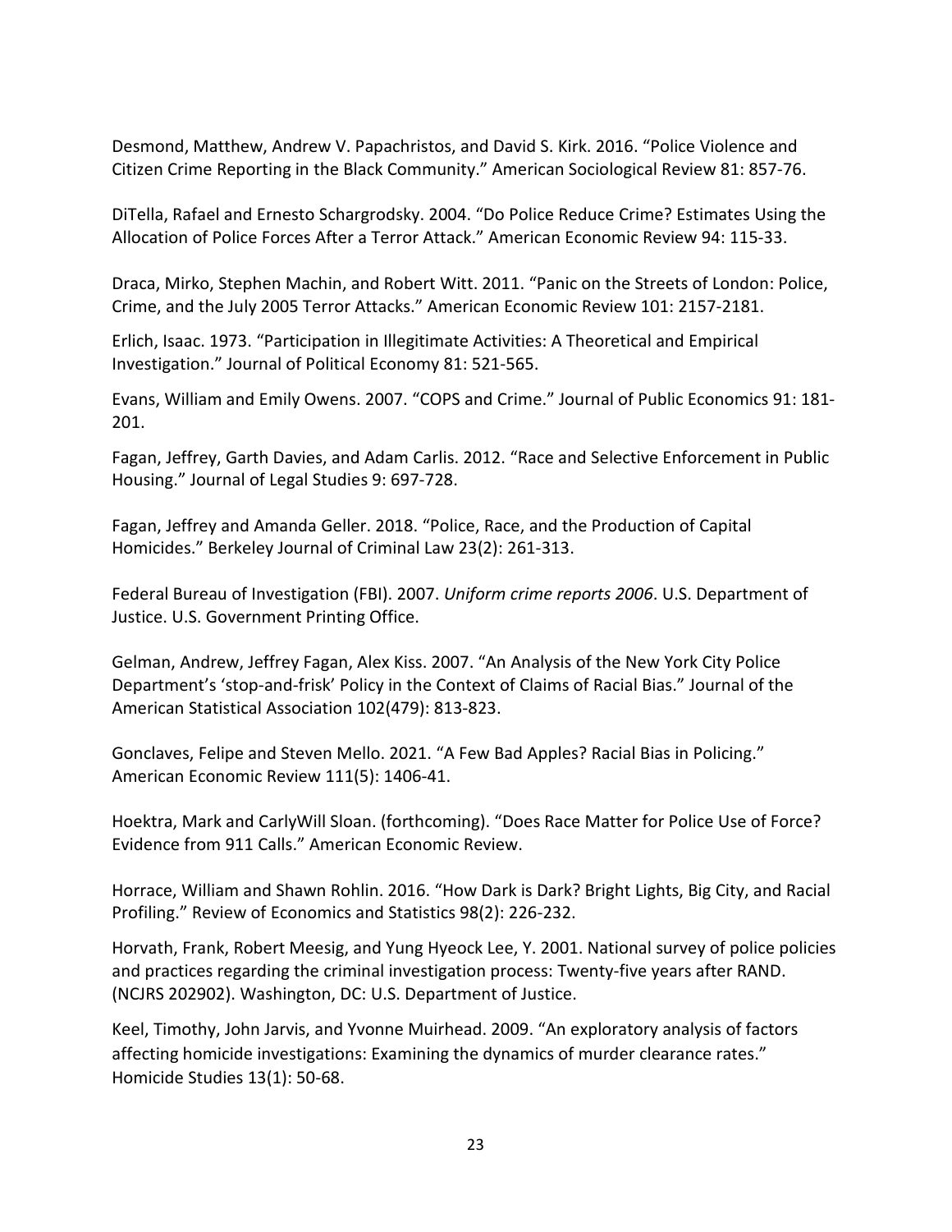Desmond, Matthew, Andrew V. Papachristos, and David S. Kirk. 2016. "Police Violence and Citizen Crime Reporting in the Black Community." American Sociological Review 81: 857-76.

DiTella, Rafael and Ernesto Schargrodsky. 2004. "Do Police Reduce Crime? Estimates Using the Allocation of Police Forces After a Terror Attack." American Economic Review 94: 115-33.

Draca, Mirko, Stephen Machin, and Robert Witt. 2011. "Panic on the Streets of London: Police, Crime, and the July 2005 Terror Attacks." American Economic Review 101: 2157-2181.

Erlich, Isaac. 1973. "Participation in Illegitimate Activities: A Theoretical and Empirical Investigation." Journal of Political Economy 81: 521-565.

Evans, William and Emily Owens. 2007. "COPS and Crime." Journal of Public Economics 91: 181-201.

Fagan, Jeffrey, Garth Davies, and Adam Carlis. 2012. "Race and Selective Enforcement in Public Housing." Journal of Legal Studies 9: 697-728.

Fagan, Jeffrey and Amanda Geller. 2018. "Police, Race, and the Production of Capital Homicides." Berkeley Journal of Criminal Law 23(2): 261-313.

Federal Bureau of Investigation (FBI). 2007. *Uniform crime reports 2006*. U.S. Department of Justice. U.S. Government Printing Office.

Gelman, Andrew, Jeffrey Fagan, Alex Kiss. 2007. "An Analysis of the New York City Police Department's 'stop-and-frisk' Policy in the Context of Claims of Racial Bias." Journal of the American Statistical Association 102(479): 813-823.

Gonclaves, Felipe and Steven Mello. 2021. "A Few Bad Apples? Racial Bias in Policing." American Economic Review 111(5): 1406-41.

Hoektra, Mark and CarlyWill Sloan. (forthcoming). "Does Race Matter for Police Use of Force? Evidence from 911 Calls." American Economic Review.

Horrace, William and Shawn Rohlin. 2016. "How Dark is Dark? Bright Lights, Big City, and Racial Profiling." Review of Economics and Statistics 98(2): 226-232.

Horvath, Frank, Robert Meesig, and Yung Hyeock Lee, Y. 2001. National survey of police policies and practices regarding the criminal investigation process: Twenty-five years after RAND. (NCJRS 202902). Washington, DC: U.S. Department of Justice.

Keel, Timothy, John Jarvis, and Yvonne Muirhead. 2009. "An exploratory analysis of factors affecting homicide investigations: Examining the dynamics of murder clearance rates." Homicide Studies 13(1): 50-68.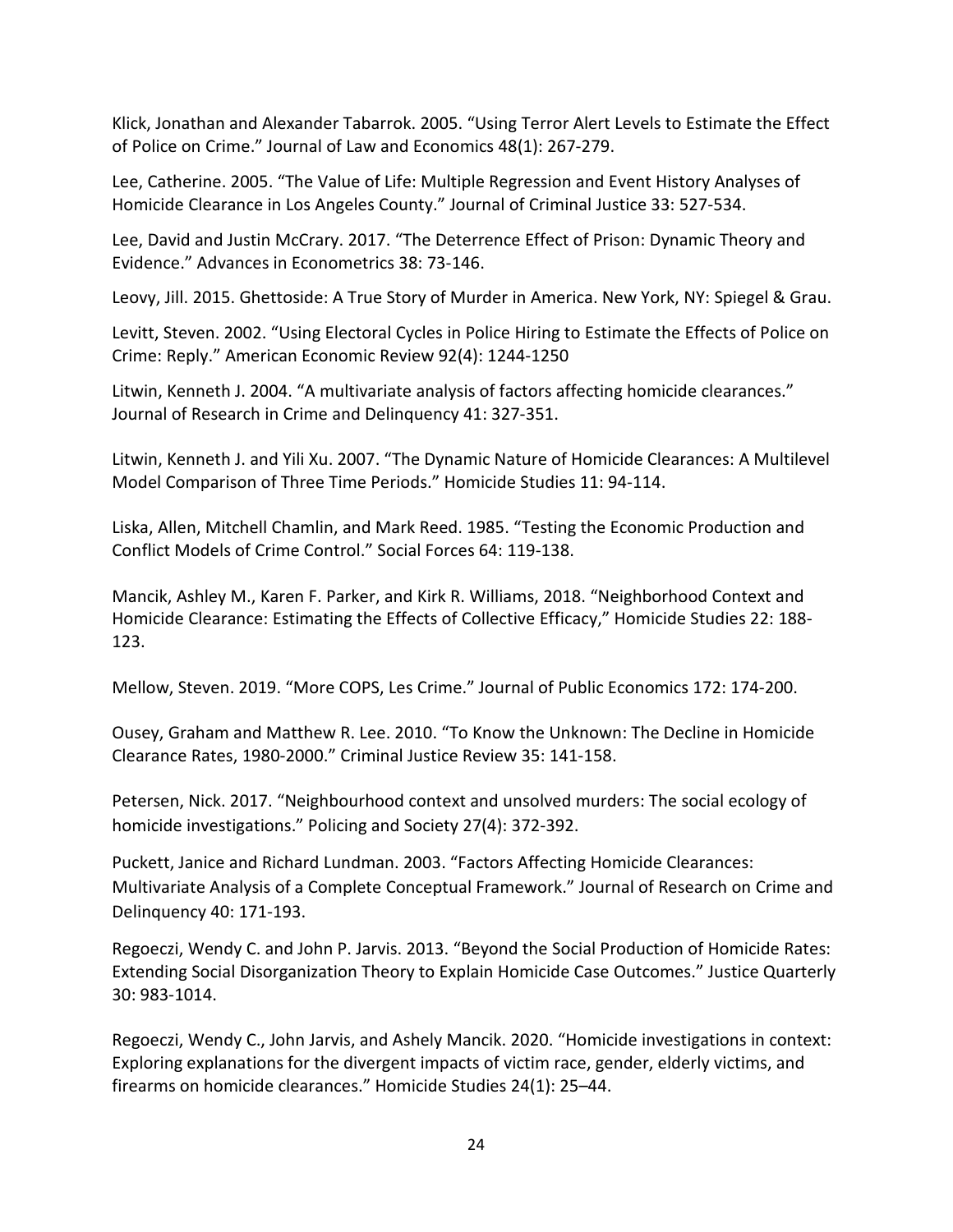Klick, Jonathan and Alexander Tabarrok. 2005. “Using Terror Alert Levels to Estimate the Effect of Police on Crime.” Journal of Law and Economics 48(1): 267-279.

Lee, Catherine. 2005. “The Value of Life: Multiple Regression and Event History Analyses of Homicide Clearance in Los Angeles County.” Journal of Criminal Justice 33: 527-534.

Lee, David and Justin McCrary. 2017. “The Deterrence Effect of Prison: Dynamic Theory and Evidence.” Advances in Econometrics 38: 73-146.

Leovy, Jill. 2015. Ghettoside: A True Story of Murder in America. New York, NY: Spiegel & Grau.

Levitt, Steven. 2002. “Using Electoral Cycles in Police Hiring to Estimate the Effects of Police on Crime: Reply.” American Economic Review 92(4): 1244-1250

Litwin, Kenneth J. 2004. “A multivariate analysis of factors affecting homicide clearances.” Journal of Research in Crime and Delinquency 41: 327-351.

Litwin, Kenneth J. and Yili Xu. 2007. “The Dynamic Nature of Homicide Clearances: A Multilevel Model Comparison of Three Time Periods.” Homicide Studies 11: 94-114.

Liska, Allen, Mitchell Chamlin, and Mark Reed. 1985. “Testing the Economic Production and Conflict Models of Crime Control.” Social Forces 64: 119-138.

Mancik, Ashley M., Karen F. Parker, and Kirk R. Williams, 2018. “Neighborhood Context and Homicide Clearance: Estimating the Effects of Collective Efficacy,” Homicide Studies 22: 188-123.

Mellow, Steven. 2019. “More COPS, Les Crime.” Journal of Public Economics 172: 174-200.

Ousey, Graham and Matthew R. Lee. 2010. “To Know the Unknown: The Decline in Homicide Clearance Rates, 1980-2000.” Criminal Justice Review 35: 141-158.

Petersen, Nick. 2017. “Neighbourhood context and unsolved murders: The social ecology of homicide investigations.” Policing and Society 27(4): 372-392.

Puckett, Janice and Richard Lundman. 2003. “Factors Affecting Homicide Clearances: Multivariate Analysis of a Complete Conceptual Framework.” Journal of Research on Crime and Delinquency 40: 171-193.

Regoeczi, Wendy C. and John P. Jarvis. 2013. “Beyond the Social Production of Homicide Rates: Extending Social Disorganization Theory to Explain Homicide Case Outcomes.” Justice Quarterly 30: 983-1014.

Regoeczi, Wendy C., John Jarvis, and Ashely Mancik. 2020. “Homicide investigations in context: Exploring explanations for the divergent impacts of victim race, gender, elderly victims, and firearms on homicide clearances.” Homicide Studies 24(1): 25–44.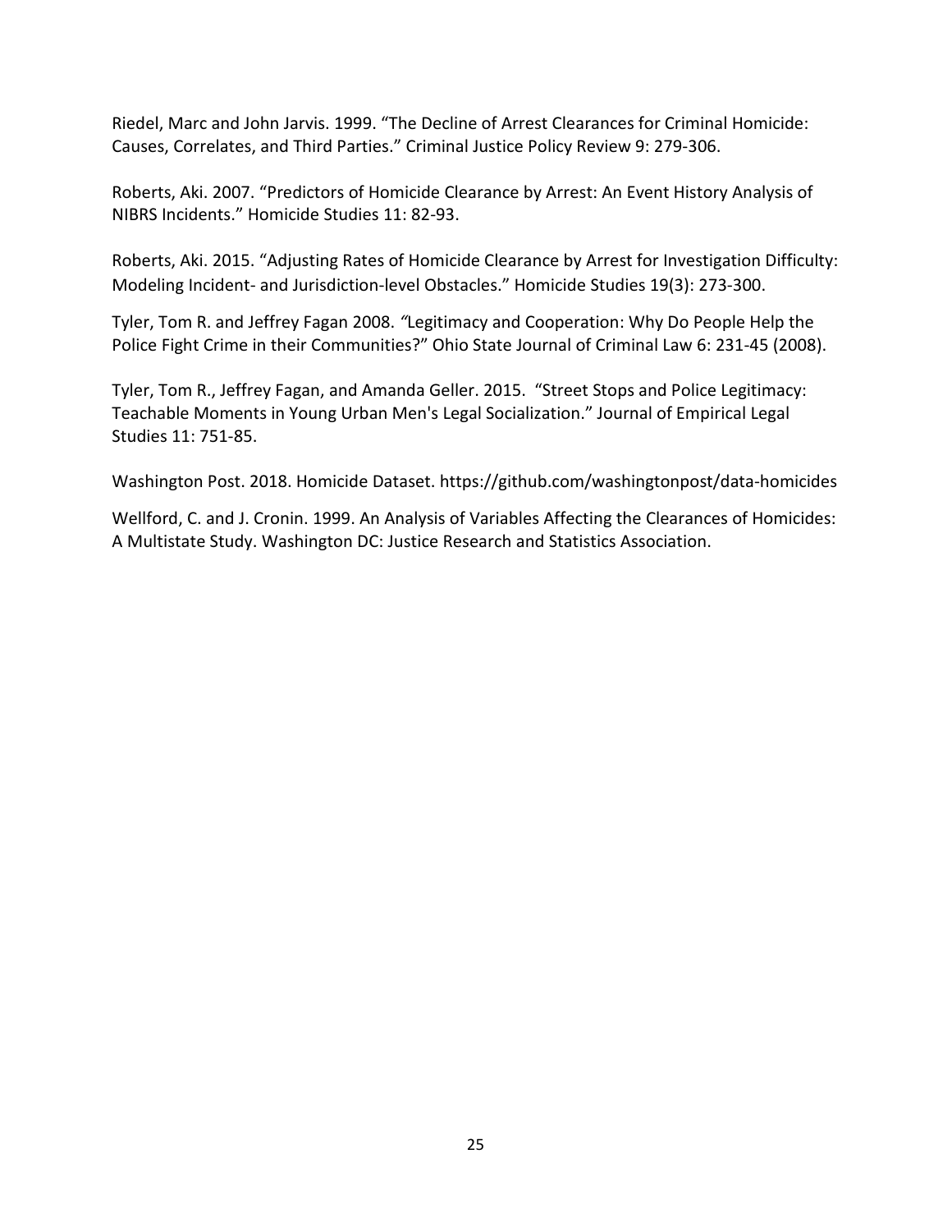Riedel, Marc and John Jarvis. 1999. "The Decline of Arrest Clearances for Criminal Homicide: Causes, Correlates, and Third Parties." Criminal Justice Policy Review 9: 279-306.

Roberts, Aki. 2007. "Predictors of Homicide Clearance by Arrest: An Event History Analysis of NIBRS Incidents." Homicide Studies 11: 82-93.

Roberts, Aki. 2015. "Adjusting Rates of Homicide Clearance by Arrest for Investigation Difficulty: Modeling Incident- and Jurisdiction-level Obstacles." Homicide Studies 19(3): 273-300.

Tyler, Tom R. and Jeffrey Fagan 2008. "Legitimacy and Cooperation: Why Do People Help the Police Fight Crime in their Communities?" Ohio State Journal of Criminal Law 6: 231-45 (2008).

Tyler, Tom R., Jeffrey Fagan, and Amanda Geller. 2015. "Street Stops and Police Legitimacy: Teachable Moments in Young Urban Men's Legal Socialization." Journal of Empirical Legal Studies 11: 751-85.

Washington Post. 2018. Homicide Dataset. https://github.com/washingtonpost/data-homicides

Wellford, C. and J. Cronin. 1999. An Analysis of Variables Affecting the Clearances of Homicides: A Multistate Study. Washington DC: Justice Research and Statistics Association.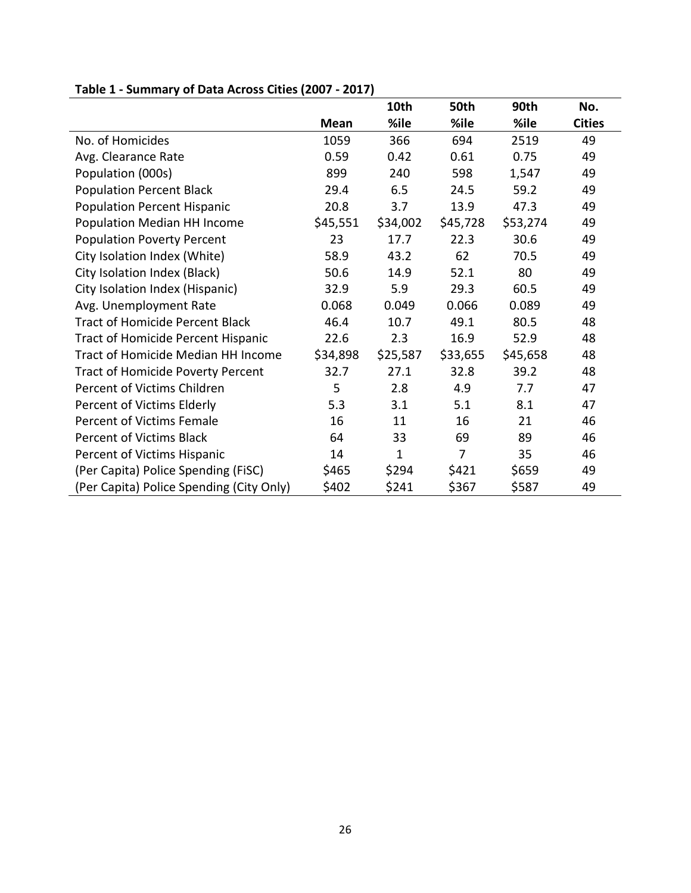**Table 1 - Summary of Data Across Cities (2007 - 2017)**

| | Mean | 10th %ile | 50th %ile | 90th %ile | No. Cities |
|---|---|---|---|---|---|
| No. of Homicides | 1059 | 366 | 694 | 2519 | 49 |
| Avg. Clearance Rate | 0.59 | 0.42 | 0.61 | 0.75 | 49 |
| Population (000s) | 899 | 240 | 598 | 1,547 | 49 |
| Population Percent Black | 29.4 | 6.5 | 24.5 | 59.2 | 49 |
| Population Percent Hispanic | 20.8 | 3.7 | 13.9 | 47.3 | 49 |
| Population Median HH Income | $45,551 | $34,002 | $45,728 | $53,274 | 49 |
| Population Poverty Percent | 23 | 17.7 | 22.3 | 30.6 | 49 |
| City Isolation Index (White) | 58.9 | 43.2 | 62 | 70.5 | 49 |
| City Isolation Index (Black) | 50.6 | 14.9 | 52.1 | 80 | 49 |
| City Isolation Index (Hispanic) | 32.9 | 5.9 | 29.3 | 60.5 | 49 |
| Avg. Unemployment Rate | 0.068 | 0.049 | 0.066 | 0.089 | 49 |
| Tract of Homicide Percent Black | 46.4 | 10.7 | 49.1 | 80.5 | 48 |
| Tract of Homicide Percent Hispanic | 22.6 | 2.3 | 16.9 | 52.9 | 48 |
| Tract of Homicide Median HH Income | $34,898 | $25,587 | $33,655 | $45,658 | 48 |
| Tract of Homicide Poverty Percent | 32.7 | 27.1 | 32.8 | 39.2 | 48 |
| Percent of Victims Children | 5 | 2.8 | 4.9 | 7.7 | 47 |
| Percent of Victims Elderly | 5.3 | 3.1 | 5.1 | 8.1 | 47 |
| Percent of Victims Female | 16 | 11 | 16 | 21 | 46 |
| Percent of Victims Black | 64 | 33 | 69 | 89 | 46 |
| Percent of Victims Hispanic | 14 | 1 | 7 | 35 | 46 |
| (Per Capita) Police Spending (FiSC) | $465 | $294 | $421 | $659 | 49 |
| (Per Capita) Police Spending (City Only) | $402 | $241 | $367 | $587 | 49 |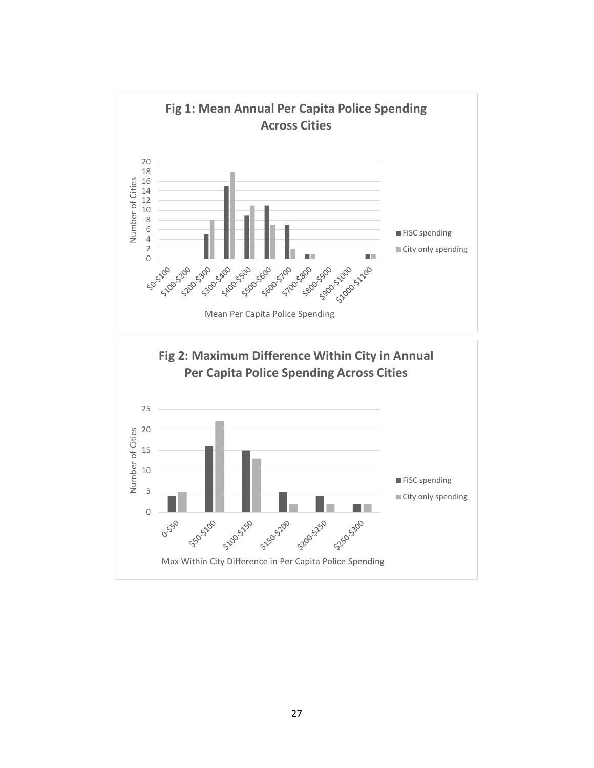**Fig 1: Mean Annual Per Capita Police Spending Across Cities**

| Mean Per Capita Police Spending | FiSC spending | City only spending |
|---|---|---|
| $0-$100 | 0 | 0 |
| $100-$200 | 0 | 0 |
| $200-$300 | 5 | 8 |
| $300-$400 | 15 | 18 |
| $400-$500 | 9 | 11 |
| $500-$600 | 11 | 7 |
| $600-$700 | 7 | 2 |
| $700-$800 | 1 | 1 |
| $800-$900 | 0 | 0 |
| $900-$1000 | 0 | 0 |
| $1000-$1100 | 1 | 1 |

Y-axis: Number of Cities

**Fig 2: Maximum Difference Within City in Annual Per Capita Police Spending Across Cities**

| Max Within City Difference in Per Capita Police Spending | FiSC spending | City only spending |
|---|---|---|
| 0-$50 | 4 | 5 |
| $50-$100 | 16 | 22 |
| $100-$150 | 15 | 13 |
| $150-$200 | 5 | 2 |
| $200-$250 | 4 | 2 |
| $250-$300 | 2 | 2 |

Y-axis: Number of Cities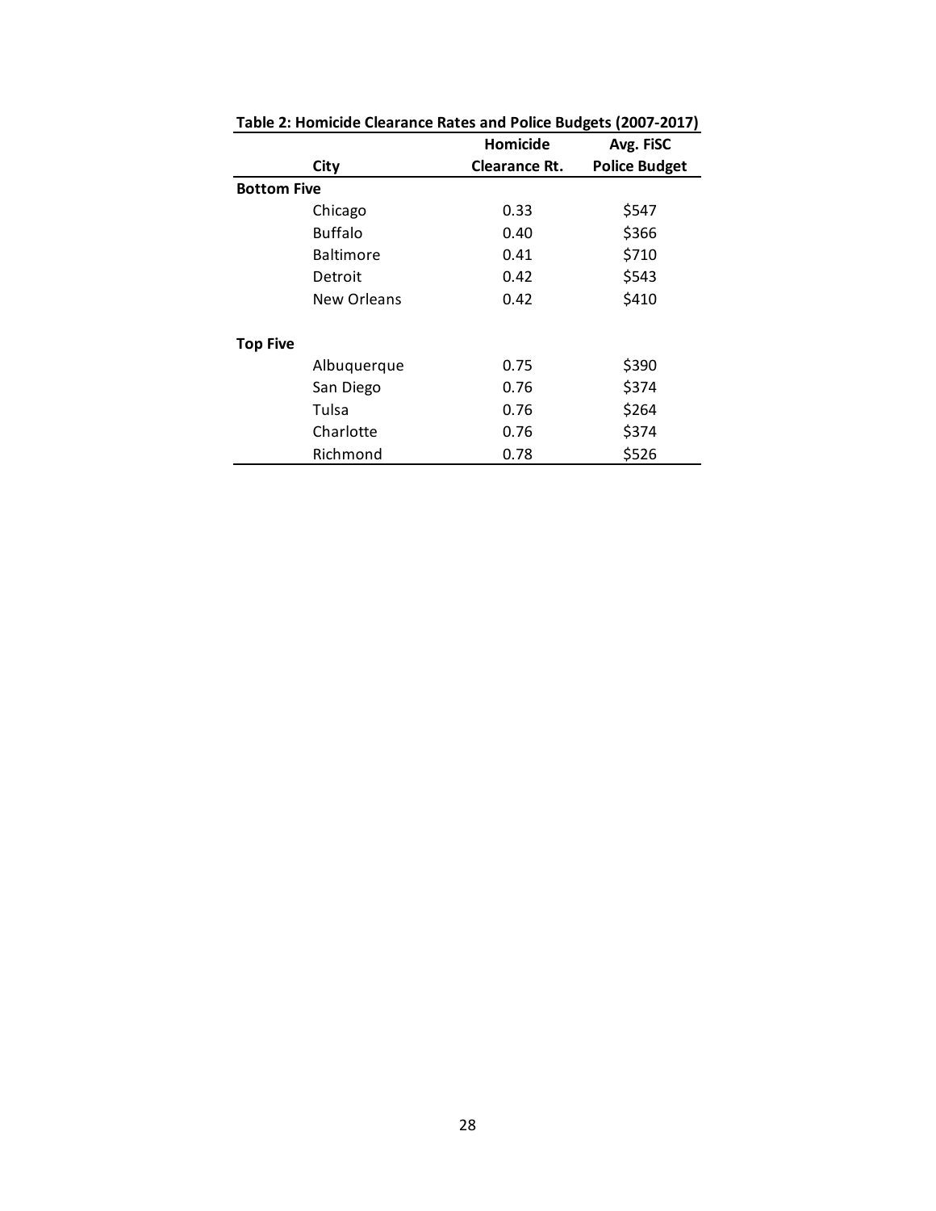**Table 2: Homicide Clearance Rates and Police Budgets (2007-2017)**

| | City | Homicide Clearance Rt. | Avg. FiSC Police Budget |
|---|---|---|---|
| **Bottom Five** | | | |
| | Chicago | 0.33 | $547 |
| | Buffalo | 0.40 | $366 |
| | Baltimore | 0.41 | $710 |
| | Detroit | 0.42 | $543 |
| | New Orleans | 0.42 | $410 |
| **Top Five** | | | |
| | Albuquerque | 0.75 | $390 |
| | San Diego | 0.76 | $374 |
| | Tulsa | 0.76 | $264 |
| | Charlotte | 0.76 | $374 |
| | Richmond | 0.78 | $526 |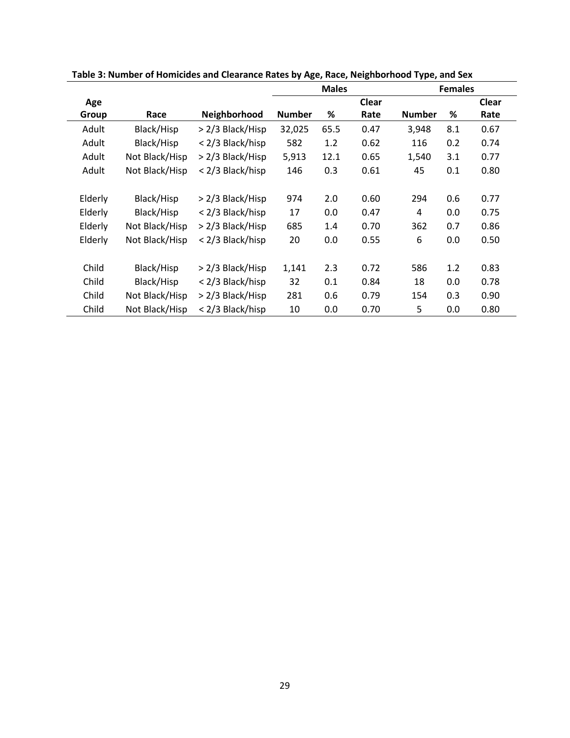**Table 3: Number of Homicides and Clearance Rates by Age, Race, Neighborhood Type, and Sex**

| | | | Males | | | Females | | |
|---|---|---|---|---|---|---|---|---|
| Age Group | Race | Neighborhood | Number | % | Clear Rate | Number | % | Clear Rate |
| Adult | Black/Hisp | > 2/3 Black/Hisp | 32,025 | 65.5 | 0.47 | 3,948 | 8.1 | 0.67 |
| Adult | Black/Hisp | < 2/3 Black/hisp | 582 | 1.2 | 0.62 | 116 | 0.2 | 0.74 |
| Adult | Not Black/Hisp | > 2/3 Black/Hisp | 5,913 | 12.1 | 0.65 | 1,540 | 3.1 | 0.77 |
| Adult | Not Black/Hisp | < 2/3 Black/hisp | 146 | 0.3 | 0.61 | 45 | 0.1 | 0.80 |
| | | | | | | | | |
| Elderly | Black/Hisp | > 2/3 Black/Hisp | 974 | 2.0 | 0.60 | 294 | 0.6 | 0.77 |
| Elderly | Black/Hisp | < 2/3 Black/hisp | 17 | 0.0 | 0.47 | 4 | 0.0 | 0.75 |
| Elderly | Not Black/Hisp | > 2/3 Black/Hisp | 685 | 1.4 | 0.70 | 362 | 0.7 | 0.86 |
| Elderly | Not Black/Hisp | < 2/3 Black/hisp | 20 | 0.0 | 0.55 | 6 | 0.0 | 0.50 |
| | | | | | | | | |
| Child | Black/Hisp | > 2/3 Black/Hisp | 1,141 | 2.3 | 0.72 | 586 | 1.2 | 0.83 |
| Child | Black/Hisp | < 2/3 Black/hisp | 32 | 0.1 | 0.84 | 18 | 0.0 | 0.78 |
| Child | Not Black/Hisp | > 2/3 Black/Hisp | 281 | 0.6 | 0.79 | 154 | 0.3 | 0.90 |
| Child | Not Black/Hisp | < 2/3 Black/hisp | 10 | 0.0 | 0.70 | 5 | 0.0 | 0.80 |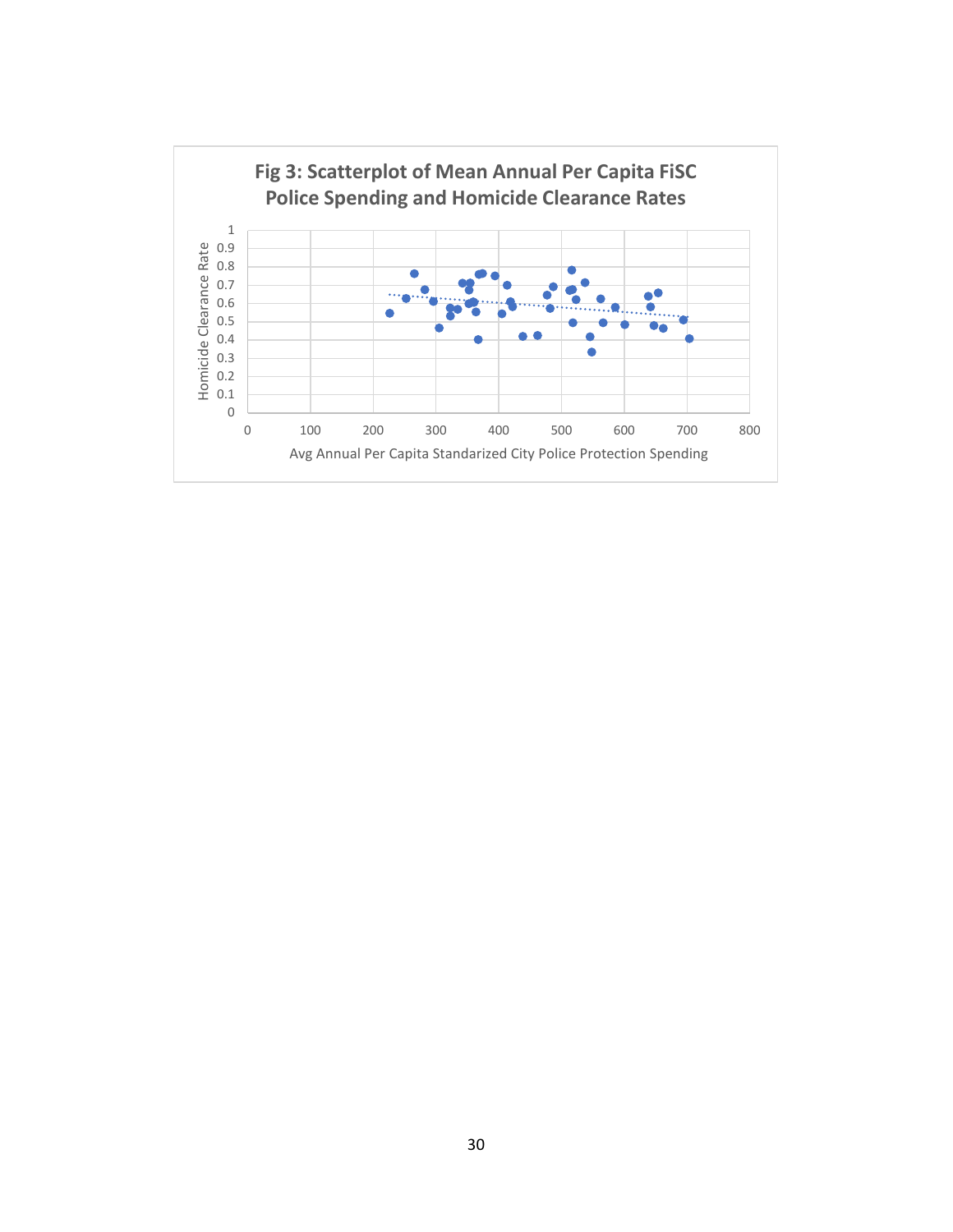**Fig 3: Scatterplot of Mean Annual Per Capita FiSC Police Spending and Homicide Clearance Rates**

Homicide Clearance Rate

1
0.9
0.8
0.7
0.6
0.5
0.4
0.3
0.2
0.1
0

0 100 200 300 400 500 600 700 800

Avg Annual Per Capita Standarized City Police Protection Spending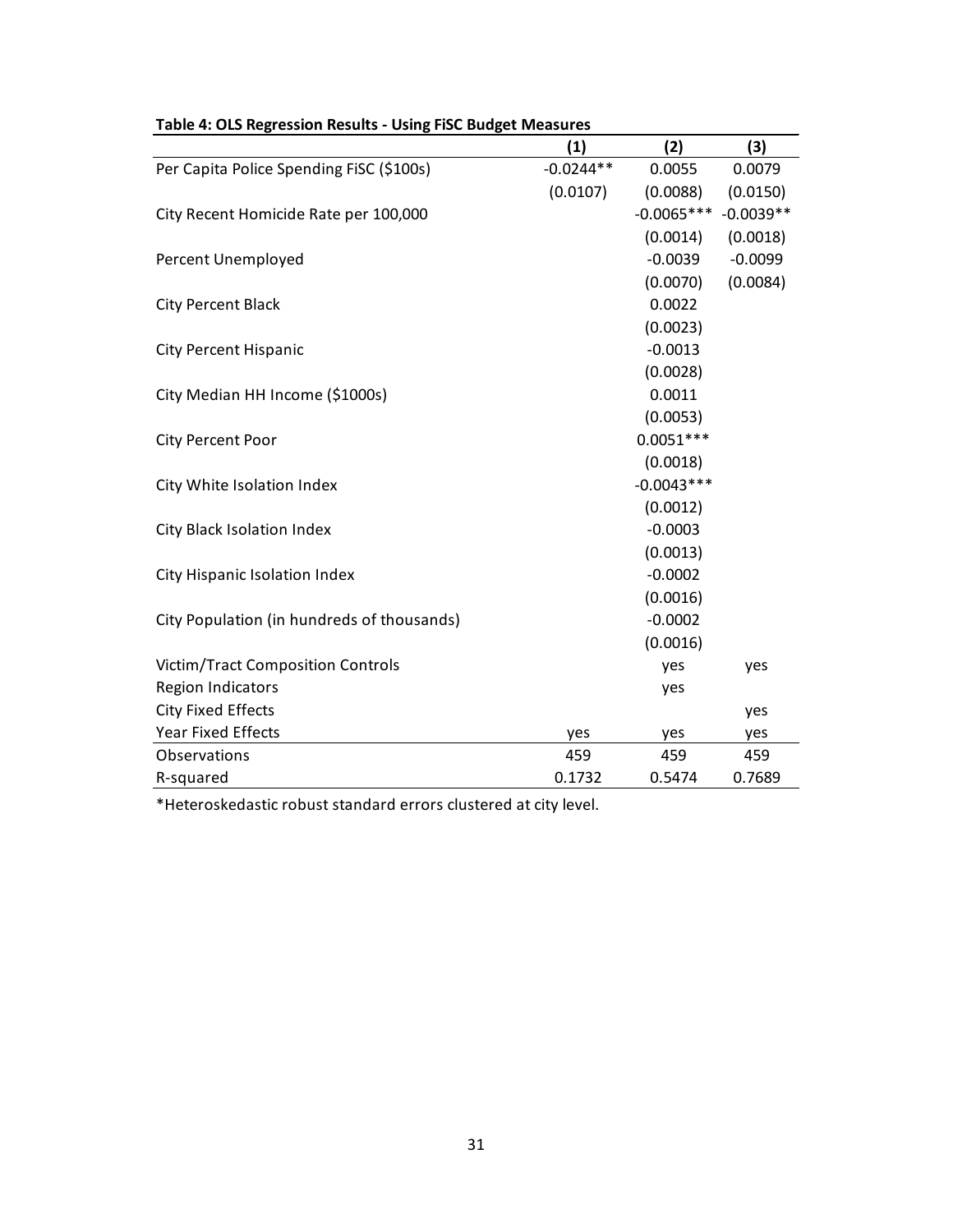**Table 4: OLS Regression Results - Using FiSC Budget Measures**

| | (1) | (2) | (3) |
|---|---|---|---|
| Per Capita Police Spending FiSC ($100s) | -0.0244** | 0.0055 | 0.0079 |
| | (0.0107) | (0.0088) | (0.0150) |
| City Recent Homicide Rate per 100,000 | | -0.0065*** | -0.0039** |
| | | (0.0014) | (0.0018) |
| Percent Unemployed | | -0.0039 | -0.0099 |
| | | (0.0070) | (0.0084) |
| City Percent Black | | 0.0022 | |
| | | (0.0023) | |
| City Percent Hispanic | | -0.0013 | |
| | | (0.0028) | |
| City Median HH Income ($1000s) | | 0.0011 | |
| | | (0.0053) | |
| City Percent Poor | | 0.0051*** | |
| | | (0.0018) | |
| City White Isolation Index | | -0.0043*** | |
| | | (0.0012) | |
| City Black Isolation Index | | -0.0003 | |
| | | (0.0013) | |
| City Hispanic Isolation Index | | -0.0002 | |
| | | (0.0016) | |
| City Population (in hundreds of thousands) | | -0.0002 | |
| | | (0.0016) | |
| Victim/Tract Composition Controls | | yes | yes |
| Region Indicators | | yes | |
| City Fixed Effects | | | yes |
| Year Fixed Effects | yes | yes | yes |
| Observations | 459 | 459 | 459 |
| R-squared | 0.1732 | 0.5474 | 0.7689 |

*Heteroskedastic robust standard errors clustered at city level.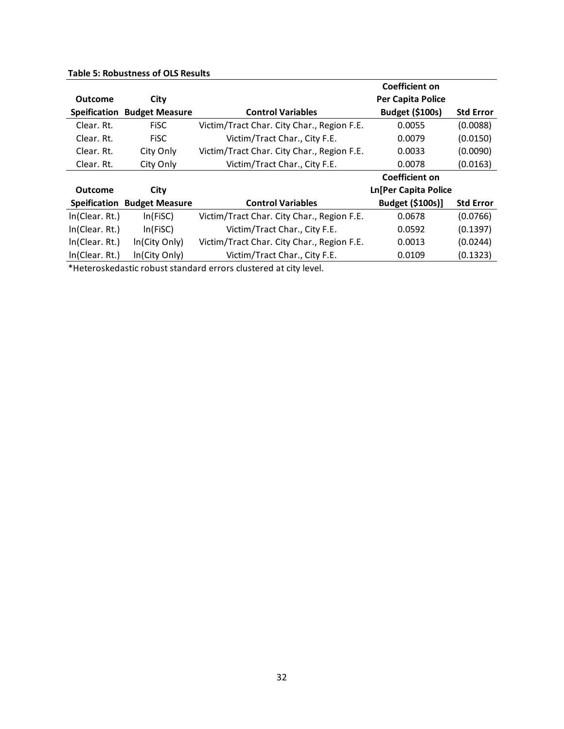**Table 5: Robustness of OLS Results**

| Outcome Speification | City Budget Measure | Control Variables | Coefficient on Per Capita Police Budget ($100s) | Std Error |
|---|---|---|---|---|
| Clear. Rt. | FiSC | Victim/Tract Char. City Char., Region F.E. | 0.0055 | (0.0088) |
| Clear. Rt. | FiSC | Victim/Tract Char., City F.E. | 0.0079 | (0.0150) |
| Clear. Rt. | City Only | Victim/Tract Char. City Char., Region F.E. | 0.0033 | (0.0090) |
| Clear. Rt. | City Only | Victim/Tract Char., City F.E. | 0.0078 | (0.0163) |
| **Outcome Speification** | **City Budget Measure** | **Control Variables** | **Coefficient on Ln[Per Capita Police Budget ($100s)]** | **Std Error** |
| ln(Clear. Rt.) | ln(FiSC) | Victim/Tract Char. City Char., Region F.E. | 0.0678 | (0.0766) |
| ln(Clear. Rt.) | ln(FiSC) | Victim/Tract Char., City F.E. | 0.0592 | (0.1397) |
| ln(Clear. Rt.) | ln(City Only) | Victim/Tract Char. City Char., Region F.E. | 0.0013 | (0.0244) |
| ln(Clear. Rt.) | ln(City Only) | Victim/Tract Char., City F.E. | 0.0109 | (0.1323) |

*Heteroskedastic robust standard errors clustered at city level.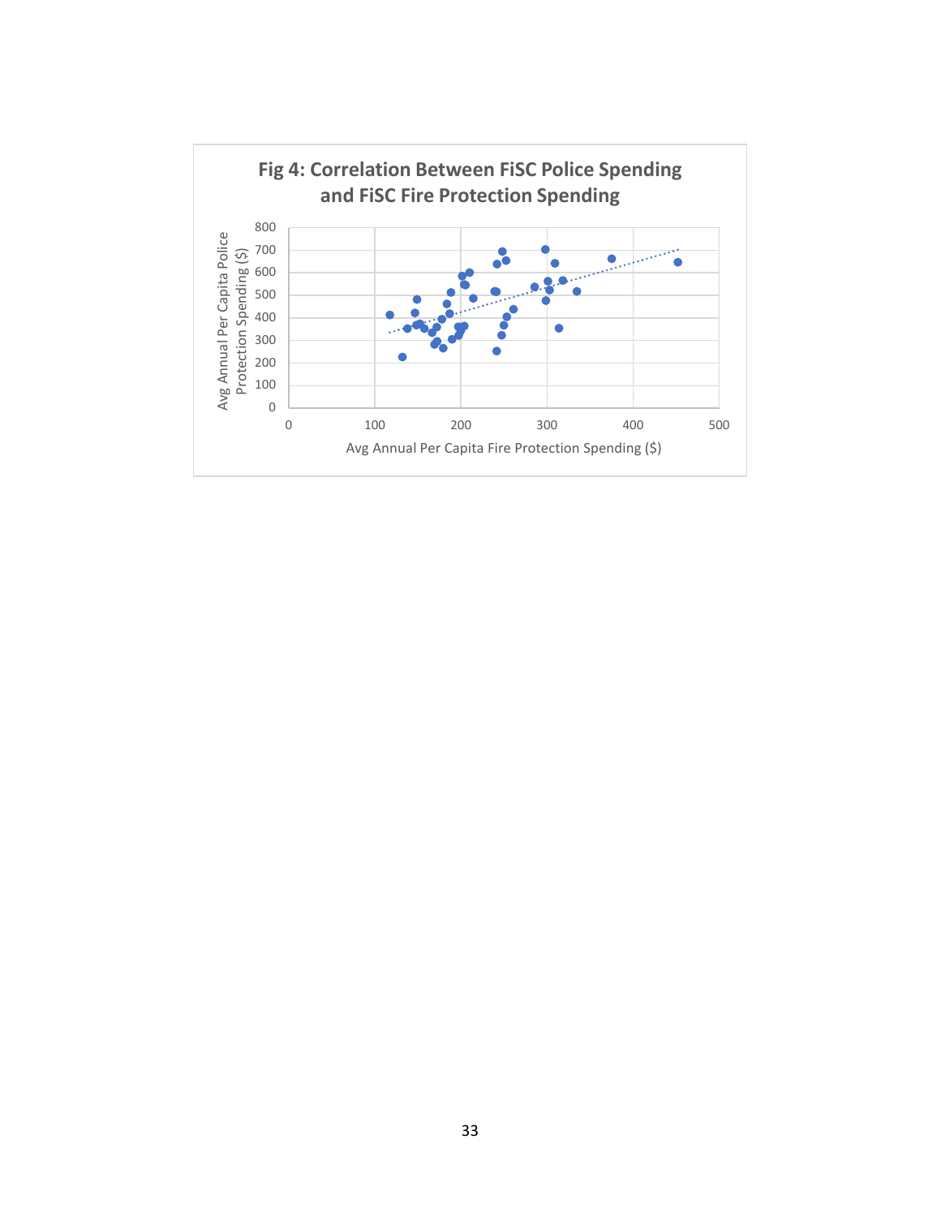**Fig 4: Correlation Between FiSC Police Spending and FiSC Fire Protection Spending**

Avg Annual Per Capita Police Protection Spending ($)

Avg Annual Per Capita Fire Protection Spending ($)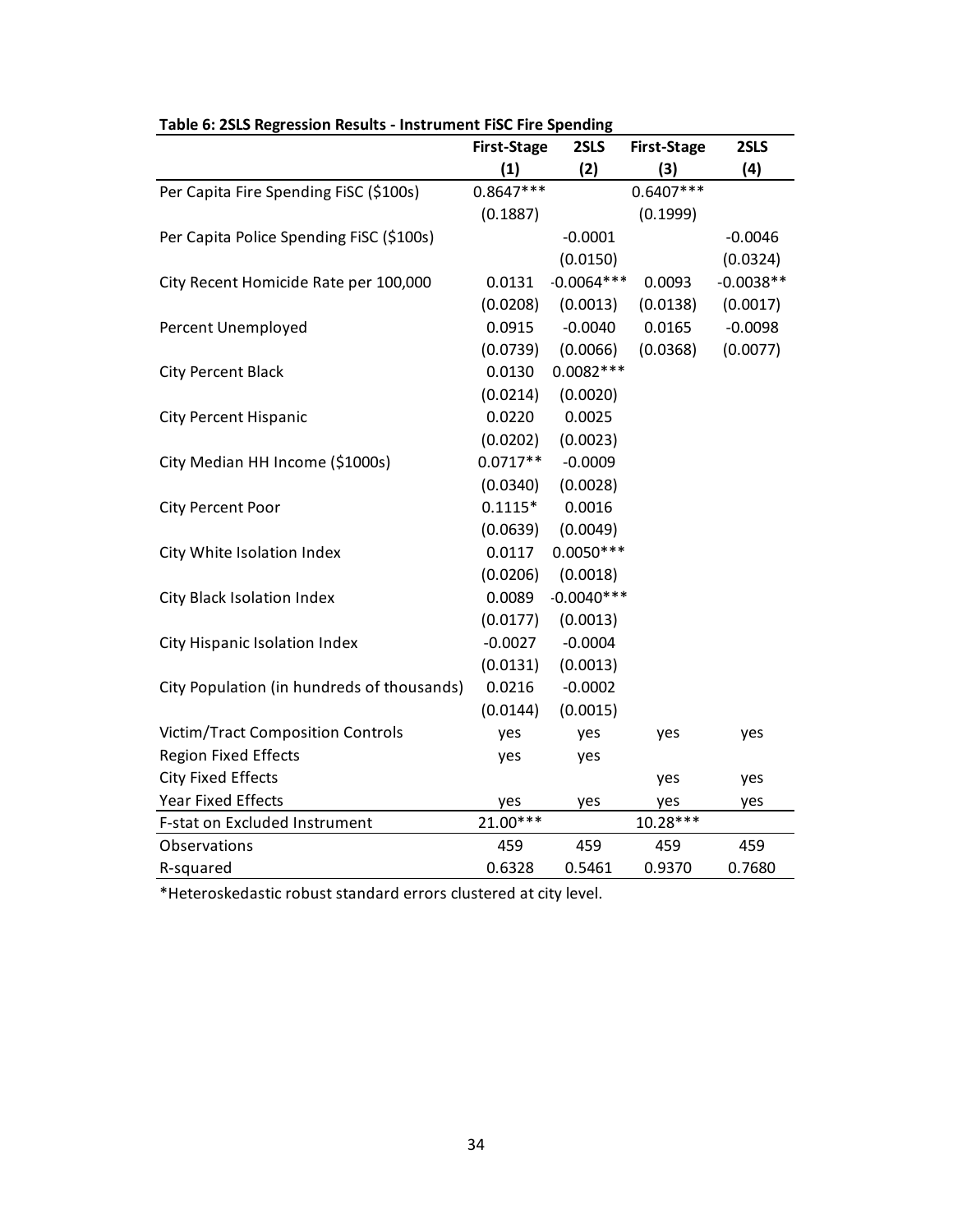**Table 6: 2SLS Regression Results - Instrument FiSC Fire Spending**

| | First-Stage | 2SLS | First-Stage | 2SLS |
|---|---|---|---|---|
| | (1) | (2) | (3) | (4) |
| Per Capita Fire Spending FiSC ($100s) | 0.8647*** | | 0.6407*** | |
| | (0.1887) | | (0.1999) | |
| Per Capita Police Spending FiSC ($100s) | | -0.0001 | | -0.0046 |
| | | (0.0150) | | (0.0324) |
| City Recent Homicide Rate per 100,000 | 0.0131 | -0.0064*** | 0.0093 | -0.0038** |
| | (0.0208) | (0.0013) | (0.0138) | (0.0017) |
| Percent Unemployed | 0.0915 | -0.0040 | 0.0165 | -0.0098 |
| | (0.0739) | (0.0066) | (0.0368) | (0.0077) |
| City Percent Black | 0.0130 | 0.0082*** | | |
| | (0.0214) | (0.0020) | | |
| City Percent Hispanic | 0.0220 | 0.0025 | | |
| | (0.0202) | (0.0023) | | |
| City Median HH Income ($1000s) | 0.0717** | -0.0009 | | |
| | (0.0340) | (0.0028) | | |
| City Percent Poor | 0.1115* | 0.0016 | | |
| | (0.0639) | (0.0049) | | |
| City White Isolation Index | 0.0117 | 0.0050*** | | |
| | (0.0206) | (0.0018) | | |
| City Black Isolation Index | 0.0089 | -0.0040*** | | |
| | (0.0177) | (0.0013) | | |
| City Hispanic Isolation Index | -0.0027 | -0.0004 | | |
| | (0.0131) | (0.0013) | | |
| City Population (in hundreds of thousands) | 0.0216 | -0.0002 | | |
| | (0.0144) | (0.0015) | | |
| Victim/Tract Composition Controls | yes | yes | yes | yes |
| Region Fixed Effects | yes | yes | | |
| City Fixed Effects | | | yes | yes |
| Year Fixed Effects | yes | yes | yes | yes |
| F-stat on Excluded Instrument | 21.00*** | | 10.28*** | |
| Observations | 459 | 459 | 459 | 459 |
| R-squared | 0.6328 | 0.5461 | 0.9370 | 0.7680 |

*Heteroskedastic robust standard errors clustered at city level.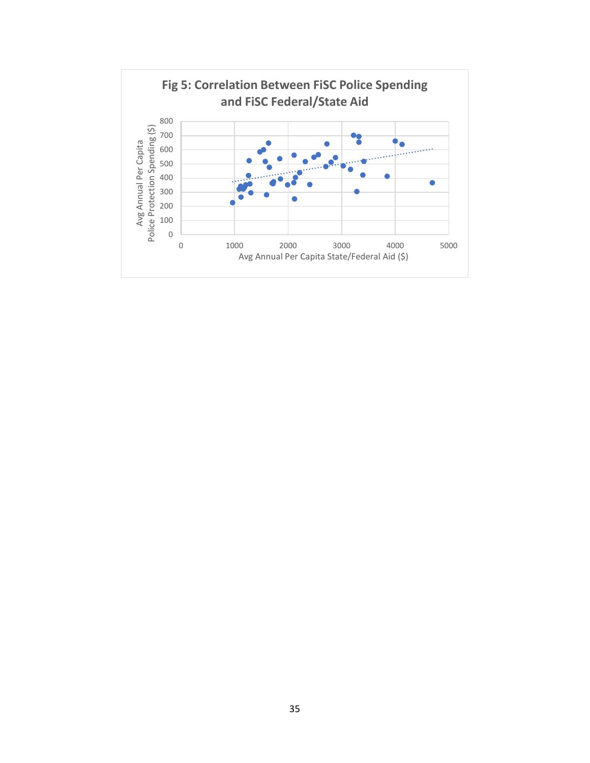**Fig 5: Correlation Between FiSC Police Spending and FiSC Federal/State Aid**

Avg Annual Per Capita Police Protection Spending ($)

Avg Annual Per Capita State/Federal Aid ($)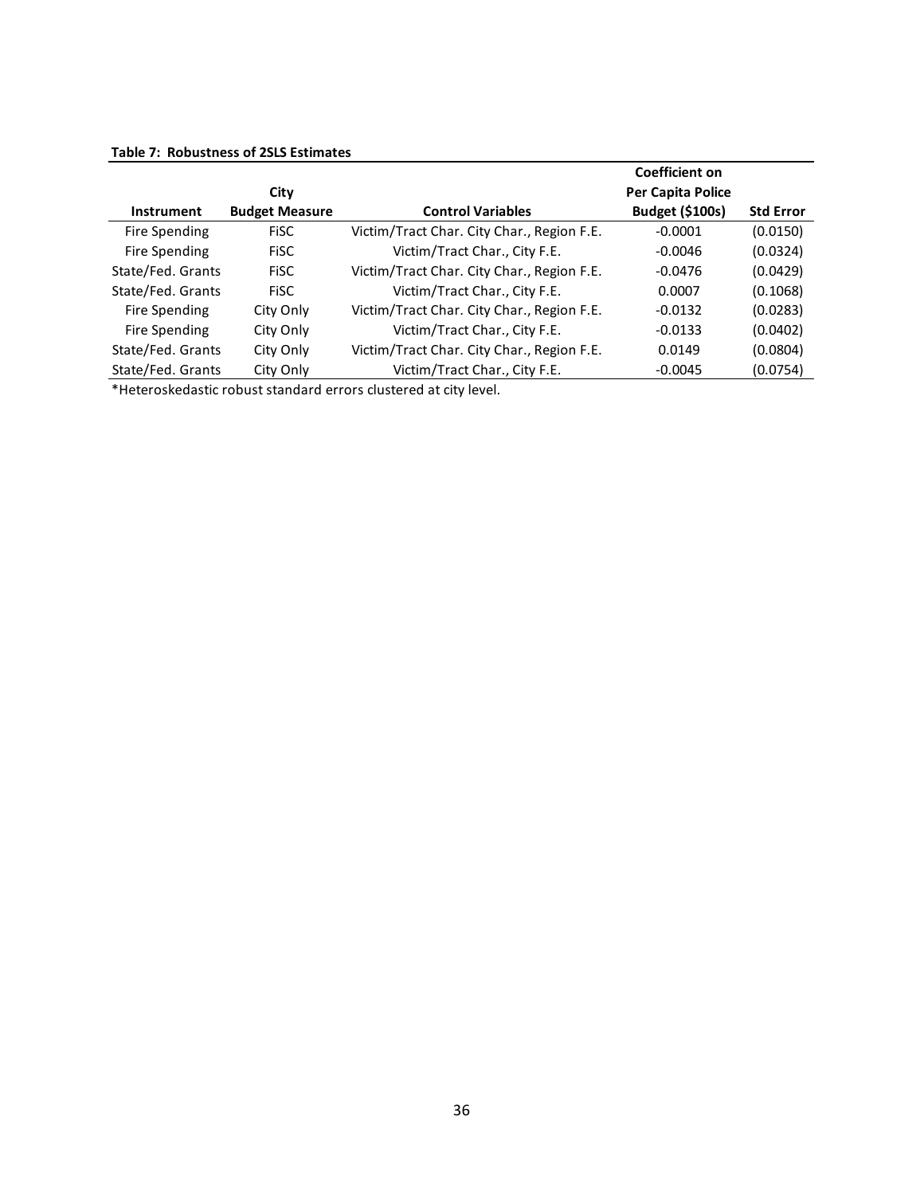**Table 7: Robustness of 2SLS Estimates**

| Instrument | City Budget Measure | Control Variables | Coefficient on Per Capita Police Budget ($100s) | Std Error |
|---|---|---|---|---|
| Fire Spending | FiSC | Victim/Tract Char. City Char., Region F.E. | -0.0001 | (0.0150) |
| Fire Spending | FiSC | Victim/Tract Char., City F.E. | -0.0046 | (0.0324) |
| State/Fed. Grants | FiSC | Victim/Tract Char. City Char., Region F.E. | -0.0476 | (0.0429) |
| State/Fed. Grants | FiSC | Victim/Tract Char., City F.E. | 0.0007 | (0.1068) |
| Fire Spending | City Only | Victim/Tract Char. City Char., Region F.E. | -0.0132 | (0.0283) |
| Fire Spending | City Only | Victim/Tract Char., City F.E. | -0.0133 | (0.0402) |
| State/Fed. Grants | City Only | Victim/Tract Char. City Char., Region F.E. | 0.0149 | (0.0804) |
| State/Fed. Grants | City Only | Victim/Tract Char., City F.E. | -0.0045 | (0.0754) |

*Heteroskedastic robust standard errors clustered at city level.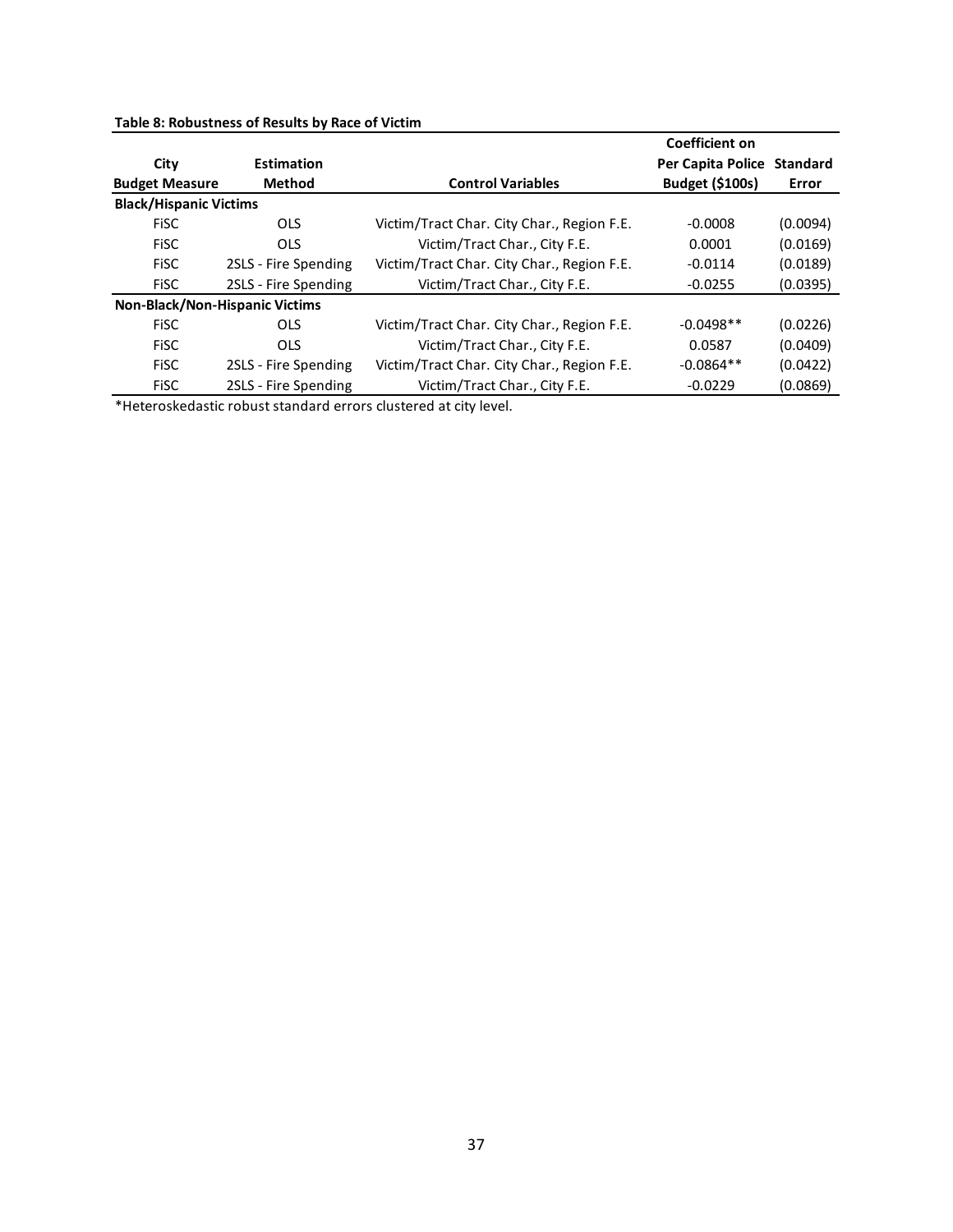**Table 8: Robustness of Results by Race of Victim**

| City Budget Measure | Estimation Method | Control Variables | Coefficient on Per Capita Police Budget ($100s) | Standard Error |
|---|---|---|---|---|
| **Black/Hispanic Victims** | | | | |
| FiSC | OLS | Victim/Tract Char. City Char., Region F.E. | -0.0008 | (0.0094) |
| FiSC | OLS | Victim/Tract Char., City F.E. | 0.0001 | (0.0169) |
| FiSC | 2SLS - Fire Spending | Victim/Tract Char. City Char., Region F.E. | -0.0114 | (0.0189) |
| FiSC | 2SLS - Fire Spending | Victim/Tract Char., City F.E. | -0.0255 | (0.0395) |
| **Non-Black/Non-Hispanic Victims** | | | | |
| FiSC | OLS | Victim/Tract Char. City Char., Region F.E. | -0.0498** | (0.0226) |
| FiSC | OLS | Victim/Tract Char., City F.E. | 0.0587 | (0.0409) |
| FiSC | 2SLS - Fire Spending | Victim/Tract Char. City Char., Region F.E. | -0.0864** | (0.0422) |
| FiSC | 2SLS - Fire Spending | Victim/Tract Char., City F.E. | -0.0229 | (0.0869) |

*Heteroskedastic robust standard errors clustered at city level.